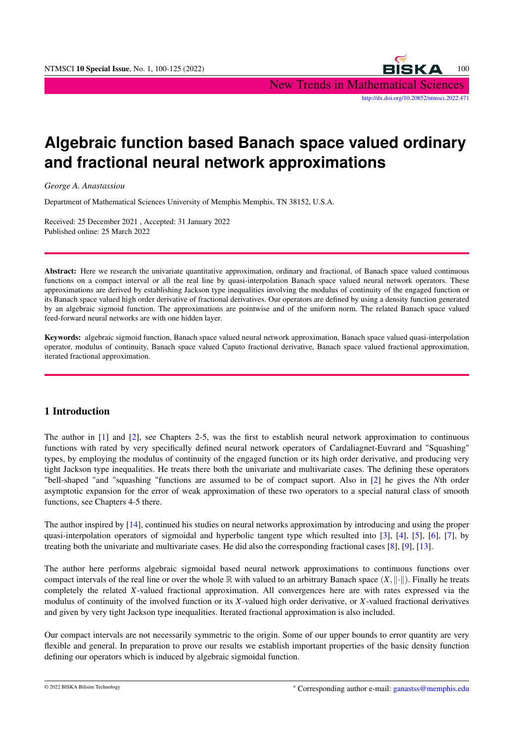# Algebraic function based Banach space valued ordinary and fractional neural network approximations

*George A. Anastassiou*

Department of Mathematical Sciences University of Memphis Memphis, TN 38152, U.S.A.

Received: 25 December 2021 , Accepted: 31 January 2022
Published online: 25 March 2022

**Abstract:** Here we research the univariate quantitative approximation, ordinary and fractional, of Banach space valued continuous functions on a compact interval or all the real line by quasi-interpolation Banach space valued neural network operators. These approximations are derived by establishing Jackson type inequalities involving the modulus of continuity of the engaged function or its Banach space valued high order derivative of fractional derivatives. Our operators are defined by using a density function generated by an algebraic sigmoid function. The approximations are pointwise and of the uniform norm. The related Banach space valued feed-forward neural networks are with one hidden layer.

**Keywords:** algebraic sigmoid function, Banach space valued neural network approximation, Banach space valued quasi-interpolation operator, modulus of continuity, Banach space valued Caputo fractional derivative, Banach space valued fractional approximation, iterated fractional approximation.

## 1 Introduction

The author in [1] and [2], see Chapters 2-5, was the first to establish neural network approximation to continuous functions with rated by very specifically defined neural network operators of Cardaliagnet-Euvrard and "Squashing" types, by employing the modulus of continuity of the engaged function or its high order derivative, and producing very tight Jackson type inequalities. He treats there both the univariate and multivariate cases. The defining these operators "bell-shaped "and "squashing "functions are assumed to be of compact suport. Also in [2] he gives the $N$th order asymptotic expansion for the error of weak approximation of these two operators to a special natural class of smooth functions, see Chapters 4-5 there.

The author inspired by [14], continued his studies on neural networks approximation by introducing and using the proper quasi-interpolation operators of sigmoidal and hyperbolic tangent type which resulted into [3], [4], [5], [6], [7], by treating both the univariate and multivariate cases. He did also the corresponding fractional cases [8], [9], [13].

The author here performs algebraic sigmoidal based neural network approximations to continuous functions over compact intervals of the real line or over the whole $\mathbb{R}$ with valued to an arbitrary Banach space $(X, \|\cdot\|)$. Finally he treats completely the related $X$-valued fractional approximation. All convergences here are with rates expressed via the modulus of continuity of the involved function or its $X$-valued high order derivative, or $X$-valued fractional derivatives and given by very tight Jackson type inequalities. Iterated fractional approximation is also included.

Our compact intervals are not necessarily symmetric to the origin. Some of our upper bounds to error quantity are very flexible and general. In preparation to prove our results we establish important properties of the basic density function defining our operators which is induced by algebraic sigmoidal function.

* Corresponding author e-mail: ganastss@memphis.edu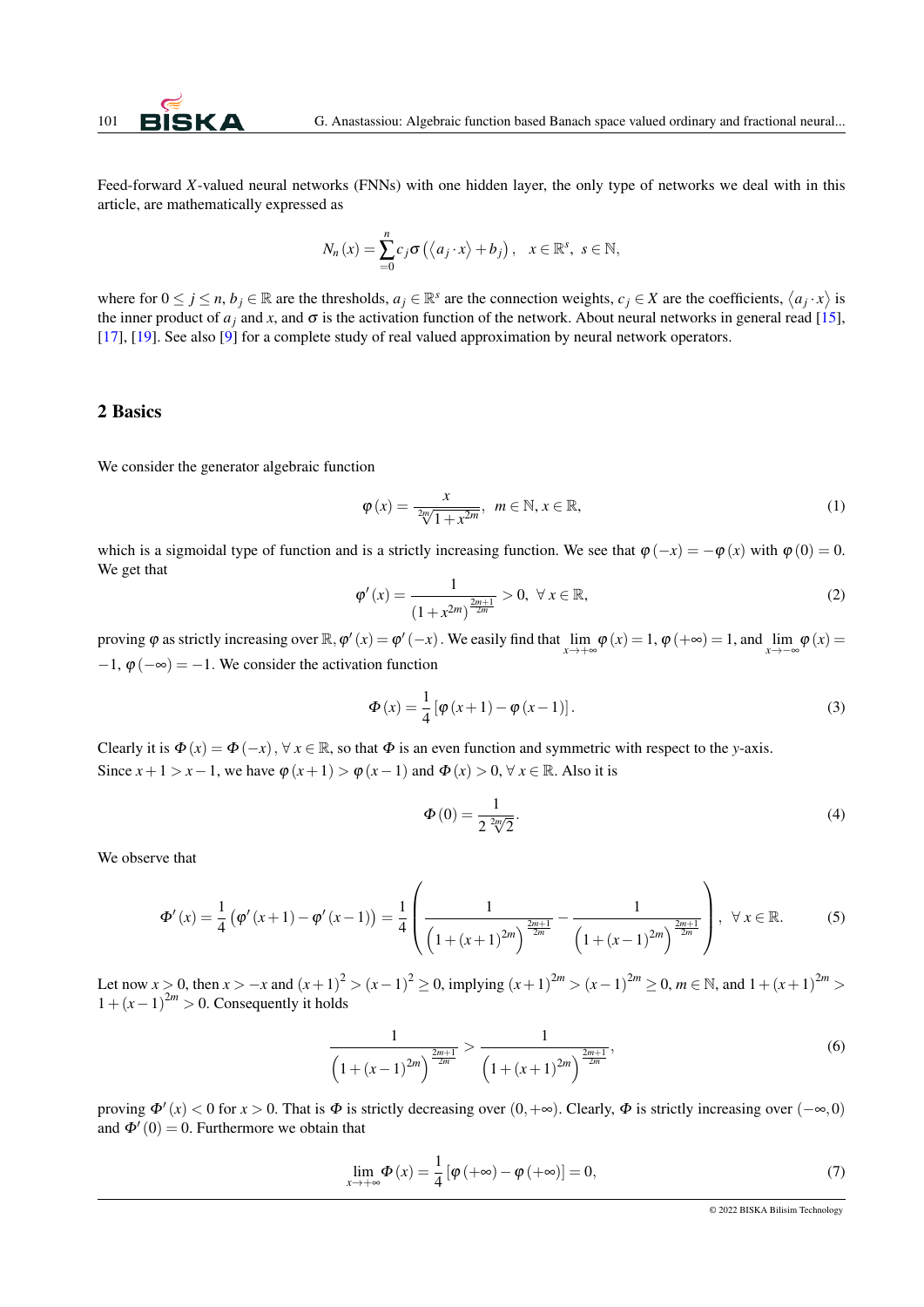Feed-forward $X$-valued neural networks (FNNs) with one hidden layer, the only type of networks we deal with in this article, are mathematically expressed as

$$N_n(x) = \sum_{=0}^{n} c_j \sigma\left(\langle a_j \cdot x \rangle + b_j\right), \quad x \in \mathbb{R}^s, \ s \in \mathbb{N},$$

where for $0 \leq j \leq n$, $b_j \in \mathbb{R}$ are the thresholds, $a_j \in \mathbb{R}^s$ are the connection weights, $c_j \in X$ are the coefficients, $\langle a_j \cdot x \rangle$ is the inner product of $a_j$ and $x$, and $\sigma$ is the activation function of the network. About neural networks in general read [15], [17], [19]. See also [9] for a complete study of real valued approximation by neural network operators.

## 2 Basics

We consider the generator algebraic function

$$\varphi(x) = \frac{x}{\sqrt[2m]{1+x^{2m}}}, \ \ m \in \mathbb{N}, x \in \mathbb{R}, \tag{1}$$

which is a sigmoidal type of function and is a strictly increasing function. We see that $\varphi(-x) = -\varphi(x)$ with $\varphi(0) = 0$. We get that

$$\varphi'(x) = \frac{1}{\left(1+x^{2m}\right)^{\frac{2m+1}{2m}}} > 0, \ \forall \, x \in \mathbb{R}, \tag{2}$$

proving $\varphi$ as strictly increasing over $\mathbb{R}$, $\varphi'(x) = \varphi'(-x)$. We easily find that $\lim_{x \to +\infty} \varphi(x) = 1$, $\varphi(+\infty) = 1$, and $\lim_{x \to -\infty} \varphi(x) = -1$, $\varphi(-\infty) = -1$. We consider the activation function

$$\Phi(x) = \frac{1}{4}\left[\varphi(x+1) - \varphi(x-1)\right]. \tag{3}$$

Clearly it is $\Phi(x) = \Phi(-x)$, $\forall \, x \in \mathbb{R}$, so that $\Phi$ is an even function and symmetric with respect to the $y$-axis.
Since $x+1 > x-1$, we have $\varphi(x+1) > \varphi(x-1)$ and $\Phi(x) > 0$, $\forall \, x \in \mathbb{R}$. Also it is

$$\Phi(0) = \frac{1}{2\sqrt[2m]{2}}. \tag{4}$$

We observe that

$$\Phi'(x) = \frac{1}{4}\left(\varphi'(x+1) - \varphi'(x-1)\right) = \frac{1}{4}\left(\frac{1}{\left(1+(x+1)^{2m}\right)^{\frac{2m+1}{2m}}} - \frac{1}{\left(1+(x-1)^{2m}\right)^{\frac{2m+1}{2m}}}\right), \ \ \forall \, x \in \mathbb{R}. \tag{5}$$

Let now $x > 0$, then $x > -x$ and $(x+1)^2 > (x-1)^2 \geq 0$, implying $(x+1)^{2m} > (x-1)^{2m} \geq 0$, $m \in \mathbb{N}$, and $1+(x+1)^{2m} > 1+(x-1)^{2m} > 0$. Consequently it holds

$$\frac{1}{\left(1+(x-1)^{2m}\right)^{\frac{2m+1}{2m}}} > \frac{1}{\left(1+(x+1)^{2m}\right)^{\frac{2m+1}{2m}}}, \tag{6}$$

proving $\Phi'(x) < 0$ for $x > 0$. That is $\Phi$ is strictly decreasing over $(0, +\infty)$. Clearly, $\Phi$ is strictly increasing over $(-\infty, 0)$ and $\Phi'(0) = 0$. Furthermore we obtain that

$$\lim_{x \to +\infty} \Phi(x) = \frac{1}{4}\left[\varphi(+\infty) - \varphi(+\infty)\right] = 0, \tag{7}$$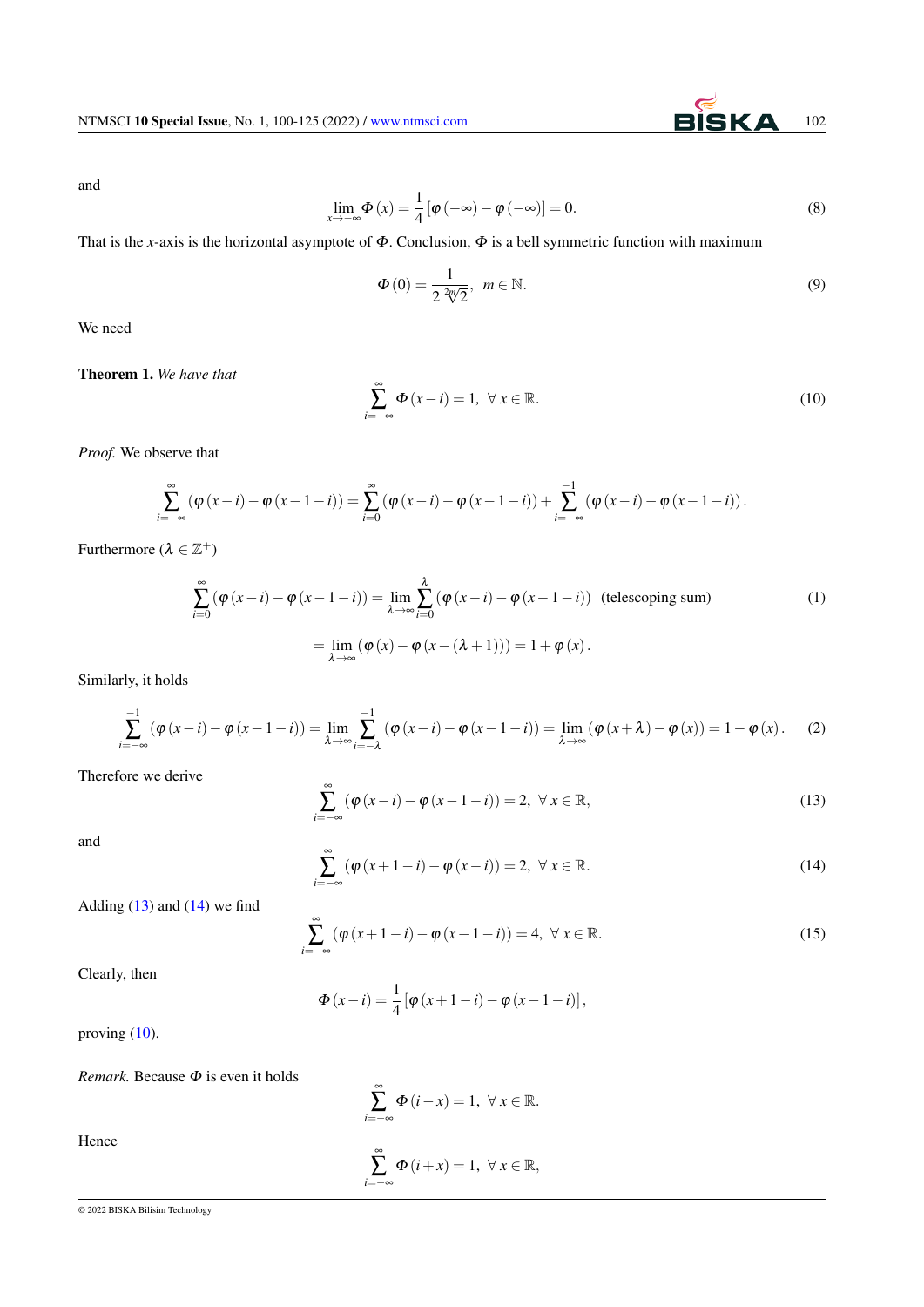and

$$\lim_{x\to-\infty}\Phi(x)=\frac{1}{4}[\varphi(-\infty)-\varphi(-\infty)]=0. \tag{8}$$

That is the $x$-axis is the horizontal asymptote of $\Phi$. Conclusion, $\Phi$ is a bell symmetric function with maximum

$$\Phi(0)=\frac{1}{2\sqrt[2m]{2}},\ \ m\in\mathbb{N}. \tag{9}$$

We need

**Theorem 1.** *We have that*

$$\sum_{i=-\infty}^{\infty}\Phi(x-i)=1,\ \ \forall\, x\in\mathbb{R}. \tag{10}$$

*Proof.* We observe that

$$\sum_{i=-\infty}^{\infty}(\varphi(x-i)-\varphi(x-1-i))=\sum_{i=0}^{\infty}(\varphi(x-i)-\varphi(x-1-i))+\sum_{i=-\infty}^{-1}(\varphi(x-i)-\varphi(x-1-i)).$$

Furthermore ($\lambda\in\mathbb{Z}^{+}$)

$$\sum_{i=0}^{\infty}(\varphi(x-i)-\varphi(x-1-i))=\lim_{\lambda\to\infty}\sum_{i=0}^{\lambda}(\varphi(x-i)-\varphi(x-1-i))\ \ \text{(telescoping sum)} \tag{1}$$

$$=\lim_{\lambda\to\infty}(\varphi(x)-\varphi(x-(\lambda+1)))=1+\varphi(x).$$

Similarly, it holds

$$\sum_{i=-\infty}^{-1}(\varphi(x-i)-\varphi(x-1-i))=\lim_{\lambda\to\infty}\sum_{i=-\lambda}^{-1}(\varphi(x-i)-\varphi(x-1-i))=\lim_{\lambda\to\infty}(\varphi(x+\lambda)-\varphi(x))=1-\varphi(x). \tag{2}$$

Therefore we derive

$$\sum_{i=-\infty}^{\infty}(\varphi(x-i)-\varphi(x-1-i))=2,\ \ \forall\, x\in\mathbb{R}, \tag{13}$$

and

$$\sum_{i=-\infty}^{\infty}(\varphi(x+1-i)-\varphi(x-i))=2,\ \ \forall\, x\in\mathbb{R}. \tag{14}$$

Adding (13) and (14) we find

$$\sum_{i=-\infty}^{\infty}(\varphi(x+1-i)-\varphi(x-1-i))=4,\ \ \forall\, x\in\mathbb{R}. \tag{15}$$

Clearly, then

$$\Phi(x-i)=\frac{1}{4}[\varphi(x+1-i)-\varphi(x-1-i)],$$

proving (10).

*Remark.* Because $\Phi$ is even it holds

$$\sum_{i=-\infty}^{\infty}\Phi(i-x)=1,\ \ \forall\, x\in\mathbb{R}.$$

Hence

$$\sum_{i=-\infty}^{\infty}\Phi(i+x)=1,\ \ \forall\, x\in\mathbb{R},$$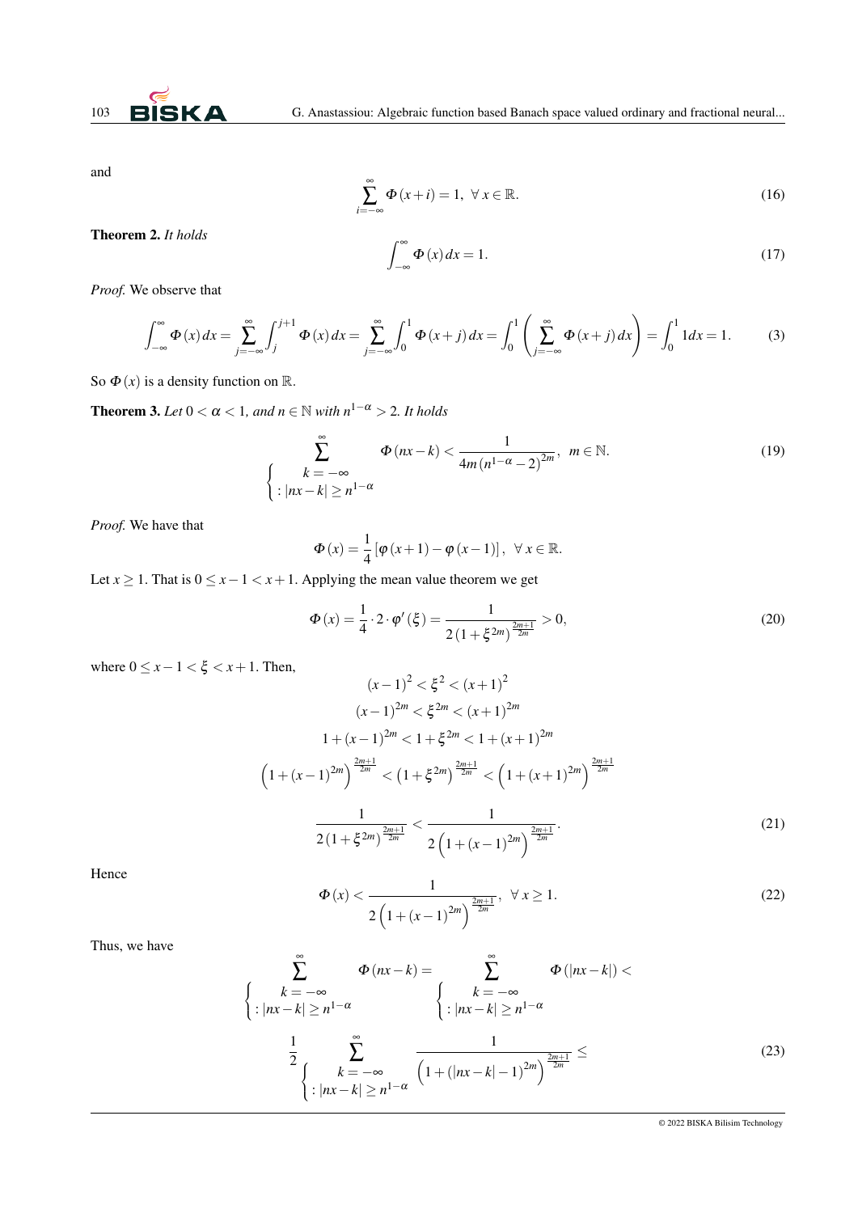and

$$\sum_{i=-\infty}^{\infty} \Phi(x+i) = 1, \ \forall x \in \mathbb{R}. \tag{16}$$

**Theorem 2.** *It holds*

$$\int_{-\infty}^{\infty} \Phi(x)\,dx = 1. \tag{17}$$

*Proof.* We observe that

$$\int_{-\infty}^{\infty} \Phi(x)\,dx = \sum_{j=-\infty}^{\infty} \int_{j}^{j+1} \Phi(x)\,dx = \sum_{j=-\infty}^{\infty} \int_{0}^{1} \Phi(x+j)\,dx = \int_{0}^{1} \left( \sum_{j=-\infty}^{\infty} \Phi(x+j)\,dx \right) = \int_{0}^{1} 1dx = 1. \tag{3}$$

So $\Phi(x)$ is a density function on $\mathbb{R}$.

**Theorem 3.** *Let $0 < \alpha < 1$, and $n \in \mathbb{N}$ with $n^{1-\alpha} > 2$. It holds*

$$\sum_{\begin{cases} k=-\infty \\ : |nx-k| \geq n^{1-\alpha} \end{cases}}^{\infty} \Phi(nx-k) < \frac{1}{4m\left(n^{1-\alpha}-2\right)^{2m}}, \ m \in \mathbb{N}. \tag{19}$$

*Proof.* We have that

$$\Phi(x) = \frac{1}{4}\left[\varphi(x+1) - \varphi(x-1)\right], \ \forall x \in \mathbb{R}.$$

Let $x \geq 1$. That is $0 \leq x-1 < x+1$. Applying the mean value theorem we get

$$\Phi(x) = \frac{1}{4} \cdot 2 \cdot \varphi'(\xi) = \frac{1}{2\left(1+\xi^{2m}\right)^{\frac{2m+1}{2m}}} > 0, \tag{20}$$

where $0 \leq x-1 < \xi < x+1$. Then,

$$(x-1)^2 < \xi^2 < (x+1)^2$$

$$(x-1)^{2m} < \xi^{2m} < (x+1)^{2m}$$

$$1+(x-1)^{2m} < 1+\xi^{2m} < 1+(x+1)^{2m}$$

$$\left(1+(x-1)^{2m}\right)^{\frac{2m+1}{2m}} < \left(1+\xi^{2m}\right)^{\frac{2m+1}{2m}} < \left(1+(x+1)^{2m}\right)^{\frac{2m+1}{2m}}$$

$$\frac{1}{2\left(1+\xi^{2m}\right)^{\frac{2m+1}{2m}}} < \frac{1}{2\left(1+(x-1)^{2m}\right)^{\frac{2m+1}{2m}}}. \tag{21}$$

Hence

$$\Phi(x) < \frac{1}{2\left(1+(x-1)^{2m}\right)^{\frac{2m+1}{2m}}}, \ \forall x \geq 1. \tag{22}$$

Thus, we have

$$\sum_{\begin{cases} k=-\infty \\ : |nx-k| \geq n^{1-\alpha} \end{cases}}^{\infty} \Phi(nx-k) = \sum_{\begin{cases} k=-\infty \\ : |nx-k| \geq n^{1-\alpha} \end{cases}}^{\infty} \Phi(|nx-k|) <$$

$$\frac{1}{2} \sum_{\begin{cases} k=-\infty \\ : |nx-k| \geq n^{1-\alpha} \end{cases}}^{\infty} \frac{1}{\left(1+\left(|nx-k|-1\right)^{2m}\right)^{\frac{2m+1}{2m}}} \leq \tag{23}$$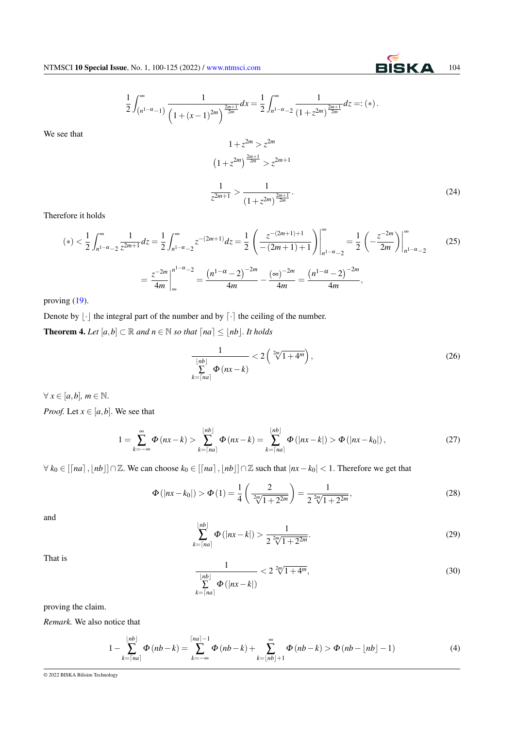$$\frac{1}{2}\int_{\left(n^{1-\alpha}-1\right)}^{\infty}\frac{1}{\left(1+(x-1)^{2m}\right)^{\frac{2m+1}{2m}}}dx=\frac{1}{2}\int_{n^{1-\alpha}-2}^{\infty}\frac{1}{\left(1+z^{2m}\right)^{\frac{2m+1}{2m}}}dz=:(*).$$

We see that

$$1+z^{2m}>z^{2m}$$

$$\left(1+z^{2m}\right)^{\frac{2m+1}{2m}}>z^{2m+1}$$

$$\frac{1}{z^{2m+1}}>\frac{1}{\left(1+z^{2m}\right)^{\frac{2m+1}{2m}}}. \tag{24}$$

Therefore it holds

$$(*)<\frac{1}{2}\int_{n^{1-\alpha}-2}^{\infty}\frac{1}{z^{2m+1}}dz=\frac{1}{2}\int_{n^{1-\alpha}-2}^{\infty}z^{-(2m+1)}dz=\frac{1}{2}\left(\frac{z^{-(2m+1)+1}}{-(2m+1)+1}\right)\Bigg|_{n^{1-\alpha}-2}^{\infty}=\frac{1}{2}\left(-\frac{z^{-2m}}{2m}\right)\Bigg|_{n^{1-\alpha}-2}^{\infty} \tag{25}$$

$$=\frac{z^{-2m}}{4m}\Bigg|_{\infty}^{n^{1-\alpha}-2}=\frac{\left(n^{1-\alpha}-2\right)^{-2m}}{4m}-\frac{(\infty)^{-2m}}{4m}=\frac{\left(n^{1-\alpha}-2\right)^{-2m}}{4m},$$

proving (19).

Denote by $\lfloor\cdot\rfloor$ the integral part of the number and by $\lceil\cdot\rceil$ the ceiling of the number.

**Theorem 4.** *Let $[a,b]\subset\mathbb{R}$ and $n\in\mathbb{N}$ so that $\lceil na\rceil\leq\lfloor nb\rfloor$. It holds*

$$\frac{1}{\sum_{k=\lceil na\rceil}^{\lfloor nb\rfloor}\Phi(nx-k)}<2\left(\sqrt[2m]{1+4^{m}}\right), \tag{26}$$

$\forall\, x\in[a,b]$, $m\in\mathbb{N}$.

*Proof.* Let $x\in[a,b]$. We see that

$$1=\sum_{k=-\infty}^{\infty}\Phi(nx-k)>\sum_{k=\lceil na\rceil}^{\lfloor nb\rfloor}\Phi(nx-k)=\sum_{k=\lceil na\rceil}^{\lfloor nb\rfloor}\Phi(|nx-k|)>\Phi(|nx-k_0|), \tag{27}$$

$\forall\, k_0\in[\lceil na\rceil,\lfloor nb\rfloor]\cap\mathbb{Z}$. We can choose $k_0\in[\lceil na\rceil,\lfloor nb\rfloor]\cap\mathbb{Z}$ such that $|nx-k_0|<1$. Therefore we get that

$$\Phi(|nx-k_0|)>\Phi(1)=\frac{1}{4}\left(\frac{2}{\sqrt[2m]{1+2^{2m}}}\right)=\frac{1}{2\sqrt[2m]{1+2^{2m}}}, \tag{28}$$

and

$$\sum_{k=\lceil na\rceil}^{\lfloor nb\rfloor}\Phi(|nx-k|)>\frac{1}{2\sqrt[2m]{1+2^{2m}}}. \tag{29}$$

That is

$$\frac{1}{\sum_{k=\lceil na\rceil}^{\lfloor nb\rfloor}\Phi(|nx-k|)}<2\sqrt[2m]{1+4^{m}}, \tag{30}$$

proving the claim.

*Remark.* We also notice that

$$1-\sum_{k=\lceil na\rceil}^{\lfloor nb\rfloor}\Phi(nb-k)=\sum_{k=-\infty}^{\lceil na\rceil-1}\Phi(nb-k)+\sum_{k=\lfloor nb\rfloor+1}^{\infty}\Phi(nb-k)>\Phi(nb-\lfloor nb\rfloor-1) \tag{4}$$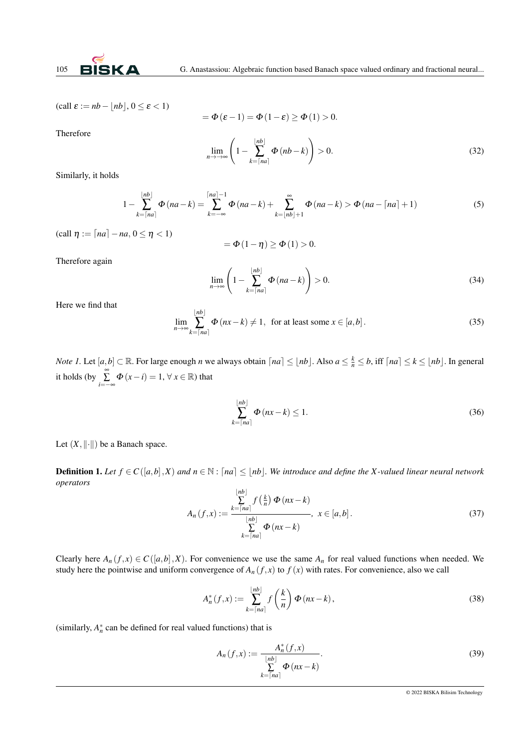(call $\varepsilon := nb - \lfloor nb \rfloor$, $0 \leq \varepsilon < 1$)

$$= \Phi(\varepsilon - 1) = \Phi(1 - \varepsilon) \geq \Phi(1) > 0.$$

Therefore

$$\lim_{n \to \to \infty} \left( 1 - \sum_{k=\lceil na \rceil}^{\lfloor nb \rfloor} \Phi(nb - k) \right) > 0. \tag{32}$$

Similarly, it holds

$$1 - \sum_{k=\lceil na \rceil}^{\lfloor nb \rfloor} \Phi(na - k) = \sum_{k=-\infty}^{\lceil na \rceil - 1} \Phi(na - k) + \sum_{k=\lfloor nb \rfloor + 1}^{\infty} \Phi(na - k) > \Phi(na - \lceil na \rceil + 1) \tag{5}$$

(call $\eta := \lceil na \rceil - na$, $0 \leq \eta < 1$)

$$= \Phi(1 - \eta) \geq \Phi(1) > 0.$$

Therefore again

$$\lim_{n \to \infty} \left( 1 - \sum_{k=\lceil na \rceil}^{\lfloor nb \rfloor} \Phi(na - k) \right) > 0. \tag{34}$$

Here we find that

$$\lim_{n \to \infty} \sum_{k=\lceil na \rceil}^{\lfloor nb \rfloor} \Phi(nx - k) \neq 1, \text{ for at least some } x \in [a, b]. \tag{35}$$

*Note 1.* Let $[a,b] \subset \mathbb{R}$. For large enough $n$ we always obtain $\lceil na \rceil \leq \lfloor nb \rfloor$. Also $a \leq \frac{k}{n} \leq b$, iff $\lceil na \rceil \leq k \leq \lfloor nb \rfloor$. In general it holds (by $\sum_{i=-\infty}^{\infty} \Phi(x - i) = 1$, $\forall\, x \in \mathbb{R}$) that

$$\sum_{k=\lceil na \rceil}^{\lfloor nb \rfloor} \Phi(nx - k) \leq 1. \tag{36}$$

Let $(X, \|\cdot\|)$ be a Banach space.

**Definition 1.** *Let $f \in C([a,b], X)$ and $n \in \mathbb{N} : \lceil na \rceil \leq \lfloor nb \rfloor$. We introduce and define the $X$-valued linear neural network operators*

$$A_n(f, x) := \frac{\sum_{k=\lceil na \rceil}^{\lfloor nb \rfloor} f\left(\frac{k}{n}\right) \Phi(nx - k)}{\sum_{k=\lceil na \rceil}^{\lfloor nb \rfloor} \Phi(nx - k)}, \ x \in [a, b]. \tag{37}$$

Clearly here $A_n(f, x) \in C([a,b], X)$. For convenience we use the same $A_n$ for real valued functions when needed. We study here the pointwise and uniform convergence of $A_n(f, x)$ to $f(x)$ with rates. For convenience, also we call

$$A_n^*(f, x) := \sum_{k=\lceil na \rceil}^{\lfloor nb \rfloor} f\left(\frac{k}{n}\right) \Phi(nx - k), \tag{38}$$

(similarly, $A_n^*$ can be defined for real valued functions) that is

$$A_n(f, x) := \frac{A_n^*(f, x)}{\sum_{k=\lceil na \rceil}^{\lfloor nb \rfloor} \Phi(nx - k)}. \tag{39}$$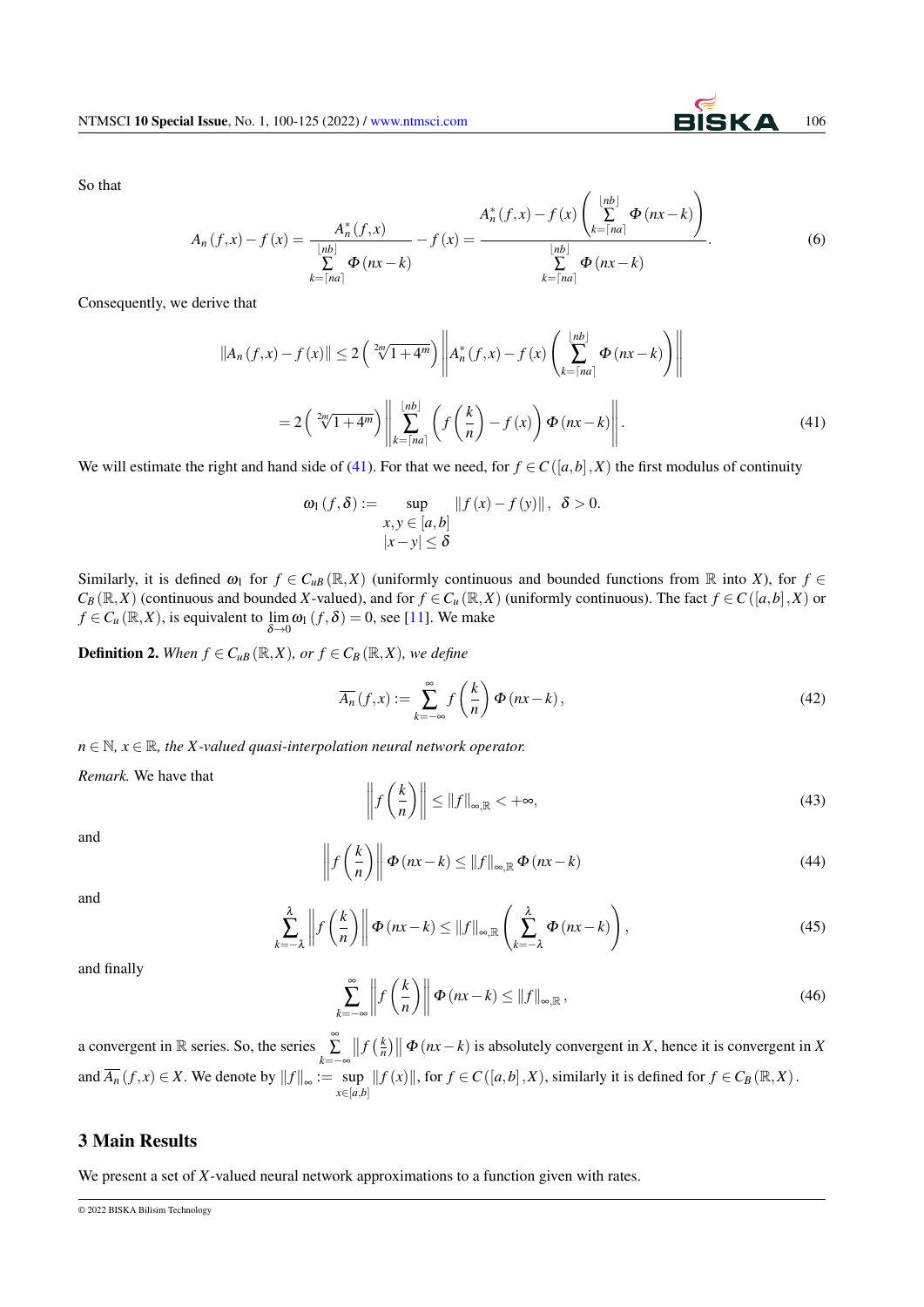So that

$$A_n(f,x) - f(x) = \frac{A_n^*(f,x)}{\sum\limits_{k=\lceil na \rceil}^{\lfloor nb \rfloor} \Phi(nx-k)} - f(x) = \frac{A_n^*(f,x) - f(x)\left(\sum\limits_{k=\lceil na \rceil}^{\lfloor nb \rfloor} \Phi(nx-k)\right)}{\sum\limits_{k=\lceil na \rceil}^{\lfloor nb \rfloor} \Phi(nx-k)}. \tag{6}$$

Consequently, we derive that

$$\|A_n(f,x) - f(x)\| \leq 2\left(\sqrt[2m]{1+4^m}\right)\left\| A_n^*(f,x) - f(x)\left(\sum_{k=\lceil na \rceil}^{\lfloor nb \rfloor} \Phi(nx-k)\right)\right\|$$

$$= 2\left(\sqrt[2m]{1+4^m}\right)\left\| \sum_{k=\lceil na \rceil}^{\lfloor nb \rfloor} \left(f\left(\frac{k}{n}\right) - f(x)\right)\Phi(nx-k)\right\|. \tag{41}$$

We will estimate the right and hand side of (41). For that we need, for $f \in C([a,b],X)$ the first modulus of continuity

$$\omega_1(f,\delta) := \sup_{\substack{x,y \in [a,b] \\ |x-y| \leq \delta}} \|f(x) - f(y)\|, \quad \delta > 0.$$

Similarly, it is defined $\omega_1$ for $f \in C_{uB}(\mathbb{R},X)$ (uniformly continuous and bounded functions from $\mathbb{R}$ into $X$), for $f \in C_B(\mathbb{R},X)$ (continuous and bounded $X$-valued), and for $f \in C_u(\mathbb{R},X)$ (uniformly continuous). The fact $f \in C([a,b],X)$ or $f \in C_u(\mathbb{R},X)$, is equivalent to $\lim_{\delta \to 0} \omega_1(f,\delta) = 0$, see [11]. We make

**Definition 2.** *When $f \in C_{uB}(\mathbb{R},X)$, or $f \in C_B(\mathbb{R},X)$, we define*

$$\overline{A_n}(f,x) := \sum_{k=-\infty}^{\infty} f\left(\frac{k}{n}\right)\Phi(nx-k), \tag{42}$$

*$n \in \mathbb{N}$, $x \in \mathbb{R}$, the $X$-valued quasi-interpolation neural network operator.*

*Remark.* We have that

$$\left\| f\left(\frac{k}{n}\right)\right\| \leq \|f\|_{\infty,\mathbb{R}} < +\infty, \tag{43}$$

and

$$\left\| f\left(\frac{k}{n}\right)\right\| \Phi(nx-k) \leq \|f\|_{\infty,\mathbb{R}}\, \Phi(nx-k) \tag{44}$$

and

$$\sum_{k=-\lambda}^{\lambda} \left\| f\left(\frac{k}{n}\right)\right\| \Phi(nx-k) \leq \|f\|_{\infty,\mathbb{R}} \left(\sum_{k=-\lambda}^{\lambda} \Phi(nx-k)\right), \tag{45}$$

and finally

$$\sum_{k=-\infty}^{\infty} \left\| f\left(\frac{k}{n}\right)\right\| \Phi(nx-k) \leq \|f\|_{\infty,\mathbb{R}}, \tag{46}$$

a convergent in $\mathbb{R}$ series. So, the series $\sum\limits_{k=-\infty}^{\infty} \left\| f\left(\frac{k}{n}\right)\right\| \Phi(nx-k)$ is absolutely convergent in $X$, hence it is convergent in $X$ and $\overline{A_n}(f,x) \in X$. We denote by $\|f\|_{\infty} := \sup\limits_{x\in[a,b]} \|f(x)\|$, for $f \in C([a,b],X)$, similarly it is defined for $f \in C_B(\mathbb{R},X)$.

## 3 Main Results

We present a set of $X$-valued neural network approximations to a function given with rates.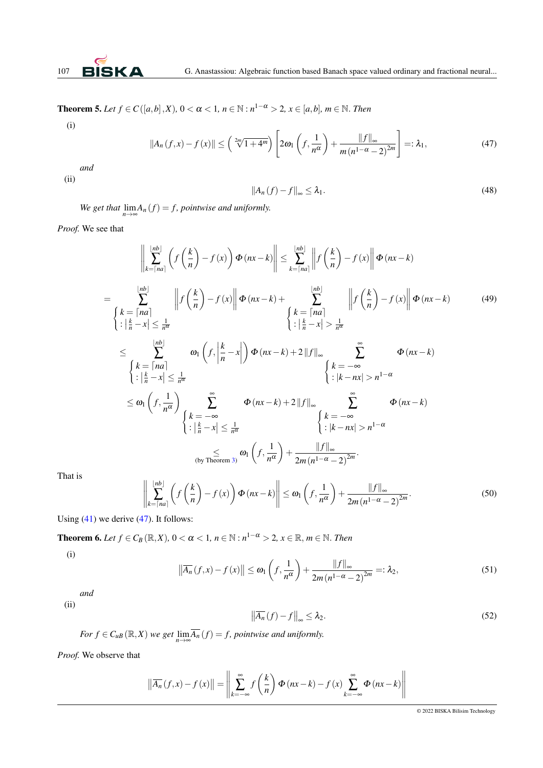**Theorem 5.** *Let $f \in C([a,b],X)$, $0<\alpha<1$, $n \in \mathbb{N} : n^{1-\alpha} > 2$, $x \in [a,b]$, $m \in \mathbb{N}$. Then*

(i)

$$\|A_n(f,x) - f(x)\| \le \left(\sqrt[2m]{1+4^m}\right)\left[2\omega_1\left(f,\frac{1}{n^\alpha}\right) + \frac{\|f\|_\infty}{m\left(n^{1-\alpha}-2\right)^{2m}}\right] =: \lambda_1, \tag{47}$$

*and*

(ii)

$$\|A_n(f) - f\|_\infty \le \lambda_1. \tag{48}$$

*We get that* $\lim_{n\to\infty} A_n(f) = f$, *pointwise and uniformly.*

*Proof.* We see that

$$\left\|\sum_{k=\lceil na\rceil}^{\lfloor nb\rfloor}\left(f\left(\frac{k}{n}\right)-f(x)\right)\Phi(nx-k)\right\| \le \sum_{k=\lceil na\rceil}^{\lfloor nb\rfloor}\left\|f\left(\frac{k}{n}\right)-f(x)\right\|\Phi(nx-k)$$

$$= \sum_{\substack{k=\lceil na\rceil \\ :\left|\frac{k}{n}-x\right|\le\frac{1}{n^\alpha}}}^{\lfloor nb\rfloor}\left\|f\left(\frac{k}{n}\right)-f(x)\right\|\Phi(nx-k) + \sum_{\substack{k=\lceil na\rceil \\ :\left|\frac{k}{n}-x\right|>\frac{1}{n^\alpha}}}^{\lfloor nb\rfloor}\left\|f\left(\frac{k}{n}\right)-f(x)\right\|\Phi(nx-k) \tag{49}$$

$$\le \sum_{\substack{k=\lceil na\rceil \\ :\left|\frac{k}{n}-x\right|\le\frac{1}{n^\alpha}}}^{\lfloor nb\rfloor}\omega_1\left(f,\left|\frac{k}{n}-x\right|\right)\Phi(nx-k) + 2\|f\|_\infty \sum_{\substack{k=-\infty \\ :|k-nx|>n^{1-\alpha}}}^{\infty}\Phi(nx-k)$$

$$\le \omega_1\left(f,\frac{1}{n^\alpha}\right)\sum_{\substack{k=-\infty \\ :\left|\frac{k}{n}-x\right|\le\frac{1}{n^\alpha}}}^{\infty}\Phi(nx-k) + 2\|f\|_\infty \sum_{\substack{k=-\infty \\ :|k-nx|>n^{1-\alpha}}}^{\infty}\Phi(nx-k)$$

$$\underset{\text{(by Theorem 3)}}{\le} \omega_1\left(f,\frac{1}{n^\alpha}\right) + \frac{\|f\|_\infty}{2m\left(n^{1-\alpha}-2\right)^{2m}}.$$

That is

$$\left\|\sum_{k=\lceil na\rceil}^{\lfloor nb\rfloor}\left(f\left(\frac{k}{n}\right)-f(x)\right)\Phi(nx-k)\right\| \le \omega_1\left(f,\frac{1}{n^\alpha}\right) + \frac{\|f\|_\infty}{2m\left(n^{1-\alpha}-2\right)^{2m}}. \tag{50}$$

Using (41) we derive (47). It follows:

**Theorem 6.** *Let $f \in C_B(\mathbb{R},X)$, $0<\alpha<1$, $n \in \mathbb{N} : n^{1-\alpha} > 2$, $x \in \mathbb{R}$, $m \in \mathbb{N}$. Then*

(i)

$$\left\|\overline{A_n}(f,x) - f(x)\right\| \le \omega_1\left(f,\frac{1}{n^\alpha}\right) + \frac{\|f\|_\infty}{2m\left(n^{1-\alpha}-2\right)^{2m}} =: \lambda_2, \tag{51}$$

*and*

(ii)

$$\left\|\overline{A_n}(f) - f\right\|_\infty \le \lambda_2. \tag{52}$$

*For $f \in C_{uB}(\mathbb{R},X)$ we get* $\lim_{n\to\infty}\overline{A_n}(f) = f$, *pointwise and uniformly.*

*Proof.* We observe that

$$\left\|\overline{A_n}(f,x) - f(x)\right\| = \left\|\sum_{k=-\infty}^{\infty} f\left(\frac{k}{n}\right)\Phi(nx-k) - f(x)\sum_{k=-\infty}^{\infty}\Phi(nx-k)\right\|$$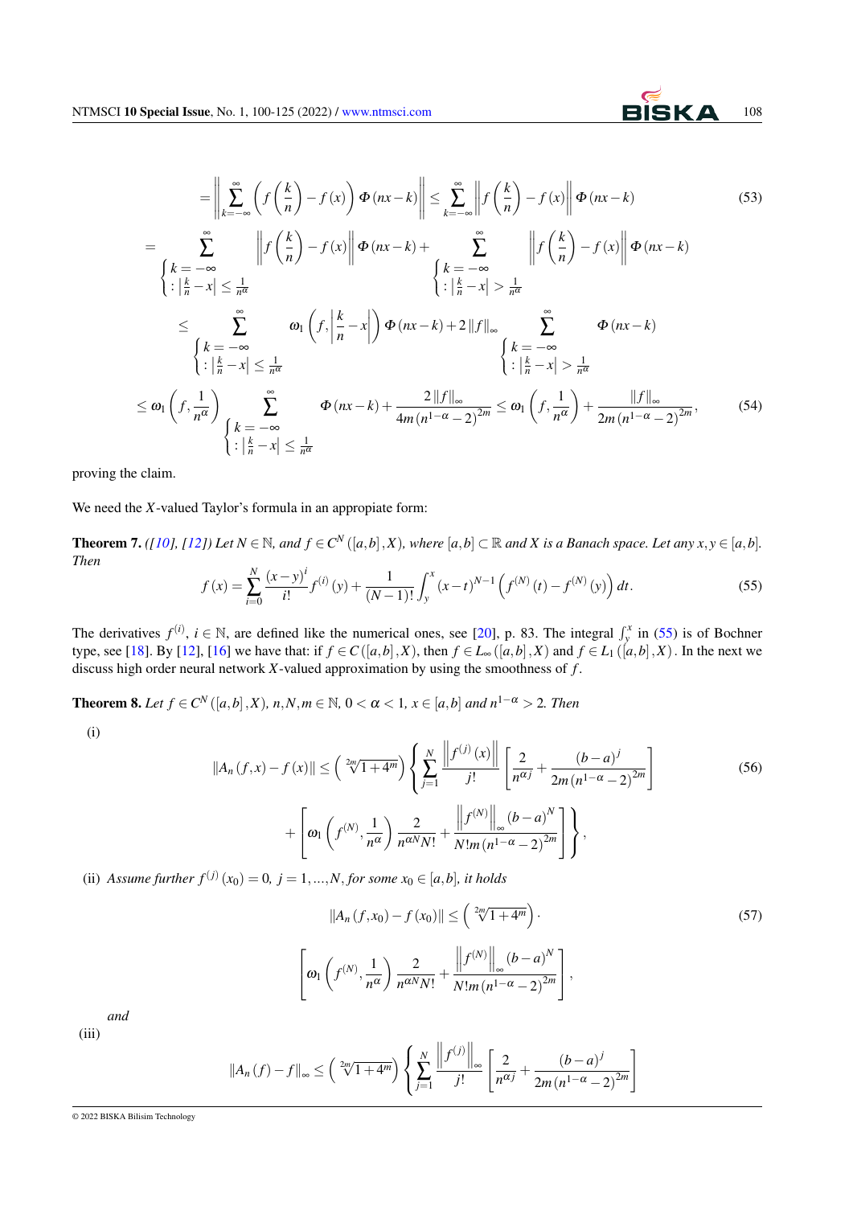$$= \left\| \sum_{k=-\infty}^{\infty} \left( f\left(\frac{k}{n}\right) - f(x) \right) \Phi(nx-k) \right\| \leq \sum_{k=-\infty}^{\infty} \left\| f\left(\frac{k}{n}\right) - f(x) \right\| \Phi(nx-k) \tag{53}$$

$$= \sum_{\begin{cases} k=-\infty \\ : \left|\frac{k}{n}-x\right| \leq \frac{1}{n^{\alpha}} \end{cases}}^{\infty} \left\| f\left(\frac{k}{n}\right) - f(x) \right\| \Phi(nx-k) + \sum_{\begin{cases} k=-\infty \\ : \left|\frac{k}{n}-x\right| > \frac{1}{n^{\alpha}} \end{cases}}^{\infty} \left\| f\left(\frac{k}{n}\right) - f(x) \right\| \Phi(nx-k)$$

$$\leq \sum_{\begin{cases} k=-\infty \\ : \left|\frac{k}{n}-x\right| \leq \frac{1}{n^{\alpha}} \end{cases}}^{\infty} \omega_1\left(f, \left|\frac{k}{n}-x\right|\right) \Phi(nx-k) + 2\|f\|_{\infty} \sum_{\begin{cases} k=-\infty \\ : \left|\frac{k}{n}-x\right| > \frac{1}{n^{\alpha}} \end{cases}}^{\infty} \Phi(nx-k)$$

$$\leq \omega_1\left(f, \frac{1}{n^{\alpha}}\right) \sum_{\begin{cases} k=-\infty \\ : \left|\frac{k}{n}-x\right| \leq \frac{1}{n^{\alpha}} \end{cases}}^{\infty} \Phi(nx-k) + \frac{2\|f\|_{\infty}}{4m(n^{1-\alpha}-2)^{2m}} \leq \omega_1\left(f, \frac{1}{n^{\alpha}}\right) + \frac{\|f\|_{\infty}}{2m(n^{1-\alpha}-2)^{2m}}, \tag{54}$$

proving the claim.

We need the $X$-valued Taylor's formula in an appropiate form:

**Theorem 7.** *([10], [12]) Let $N \in \mathbb{N}$, and $f \in C^N([a,b], X)$, where $[a,b] \subset \mathbb{R}$ and $X$ is a Banach space. Let any $x, y \in [a,b]$. Then*

$$f(x) = \sum_{i=0}^{N} \frac{(x-y)^i}{i!} f^{(i)}(y) + \frac{1}{(N-1)!} \int_y^x (x-t)^{N-1} \left( f^{(N)}(t) - f^{(N)}(y) \right) dt. \tag{55}$$

The derivatives $f^{(i)}$, $i \in \mathbb{N}$, are defined like the numerical ones, see [20], p. 83. The integral $\int_y^x$ in (55) is of Bochner type, see [18]. By [12], [16] we have that: if $f \in C([a,b], X)$, then $f \in L_{\infty}([a,b], X)$ and $f \in L_1([a,b], X)$. In the next we discuss high order neural network $X$-valued approximation by using the smoothness of $f$.

**Theorem 8.** *Let $f \in C^N([a,b], X)$, $n, N, m \in \mathbb{N}$, $0 < \alpha < 1$, $x \in [a,b]$ and $n^{1-\alpha} > 2$. Then*

(i)

$$\|A_n(f,x) - f(x)\| \leq \left(\sqrt[2m]{1+4^m}\right) \left\{ \sum_{j=1}^{N} \frac{\left\|f^{(j)}(x)\right\|}{j!} \left[ \frac{2}{n^{\alpha j}} + \frac{(b-a)^j}{2m(n^{1-\alpha}-2)^{2m}} \right] \right. \tag{56}$$

$$\left. + \left[ \omega_1\left(f^{(N)}, \frac{1}{n^{\alpha}}\right) \frac{2}{n^{\alpha N} N!} + \frac{\left\|f^{(N)}\right\|_{\infty} (b-a)^N}{N! m (n^{1-\alpha}-2)^{2m}} \right] \right\},$$

(ii) *Assume further $f^{(j)}(x_0) = 0$, $j = 1, \ldots, N$, for some $x_0 \in [a,b]$, it holds*

$$\|A_n(f,x_0) - f(x_0)\| \leq \left(\sqrt[2m]{1+4^m}\right) \cdot \tag{57}$$

$$\left[ \omega_1\left(f^{(N)}, \frac{1}{n^{\alpha}}\right) \frac{2}{n^{\alpha N} N!} + \frac{\left\|f^{(N)}\right\|_{\infty} (b-a)^N}{N! m (n^{1-\alpha}-2)^{2m}} \right],$$

*and*

(iii)

$$\|A_n(f) - f\|_{\infty} \leq \left(\sqrt[2m]{1+4^m}\right) \left\{ \sum_{j=1}^{N} \frac{\left\|f^{(j)}\right\|_{\infty}}{j!} \left[ \frac{2}{n^{\alpha j}} + \frac{(b-a)^j}{2m(n^{1-\alpha}-2)^{2m}} \right] \right.$$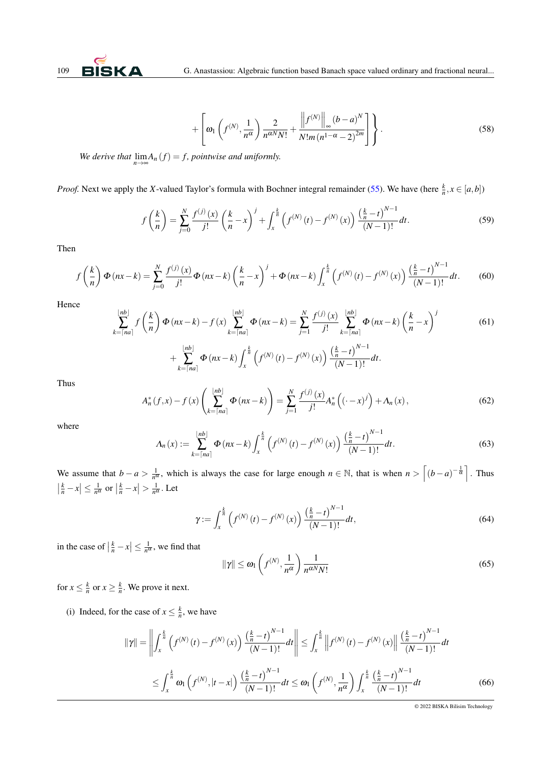$$+\left[\omega_1\left(f^{(N)},\frac{1}{n^{\alpha}}\right)\frac{2}{n^{\alpha N}N!}+\frac{\left\|\left\|f^{(N)}\right\|\right\|_{\infty}(b-a)^N}{N!m\left(n^{1-\alpha}-2\right)^{2m}}\right]\Bigg\}. \tag{58}$$

*We derive that* $\lim_{n\to\infty}A_n(f)=f$, *pointwise and uniformly.*

*Proof.* Next we apply the $X$-valued Taylor's formula with Bochner integral remainder (55). We have (here $\frac{k}{n},x\in[a,b]$)

$$f\left(\frac{k}{n}\right)=\sum_{j=0}^{N}\frac{f^{(j)}(x)}{j!}\left(\frac{k}{n}-x\right)^j+\int_x^{\frac{k}{n}}\left(f^{(N)}(t)-f^{(N)}(x)\right)\frac{\left(\frac{k}{n}-t\right)^{N-1}}{(N-1)!}dt. \tag{59}$$

Then

$$f\left(\frac{k}{n}\right)\Phi(nx-k)=\sum_{j=0}^{N}\frac{f^{(j)}(x)}{j!}\Phi(nx-k)\left(\frac{k}{n}-x\right)^j+\Phi(nx-k)\int_x^{\frac{k}{n}}\left(f^{(N)}(t)-f^{(N)}(x)\right)\frac{\left(\frac{k}{n}-t\right)^{N-1}}{(N-1)!}dt. \tag{60}$$

Hence

$$\sum_{k=\lceil na\rceil}^{\lfloor nb\rfloor}f\left(\frac{k}{n}\right)\Phi(nx-k)-f(x)\sum_{k=\lceil na\rceil}^{\lfloor nb\rfloor}\Phi(nx-k)=\sum_{j=1}^{N}\frac{f^{(j)}(x)}{j!}\sum_{k=\lceil na\rceil}^{\lfloor nb\rfloor}\Phi(nx-k)\left(\frac{k}{n}-x\right)^j \tag{61}$$

$$+\sum_{k=\lceil na\rceil}^{\lfloor nb\rfloor}\Phi(nx-k)\int_x^{\frac{k}{n}}\left(f^{(N)}(t)-f^{(N)}(x)\right)\frac{\left(\frac{k}{n}-t\right)^{N-1}}{(N-1)!}dt.$$

Thus

$$A_n^*(f,x)-f(x)\left(\sum_{k=\lceil na\rceil}^{\lfloor nb\rfloor}\Phi(nx-k)\right)=\sum_{j=1}^{N}\frac{f^{(j)}(x)}{j!}A_n^*\left((\cdot-x)^j\right)+\Lambda_n(x), \tag{62}$$

where

$$\Lambda_n(x):=\sum_{k=\lceil na\rceil}^{\lfloor nb\rfloor}\Phi(nx-k)\int_x^{\frac{k}{n}}\left(f^{(N)}(t)-f^{(N)}(x)\right)\frac{\left(\frac{k}{n}-t\right)^{N-1}}{(N-1)!}dt. \tag{63}$$

We assume that $b-a>\frac{1}{n^{\alpha}}$, which is always the case for large enough $n\in\mathbb{N}$, that is when $n>\left\lceil(b-a)^{-\frac{1}{\alpha}}\right\rceil$. Thus $\left|\frac{k}{n}-x\right|\leq\frac{1}{n^{\alpha}}$ or $\left|\frac{k}{n}-x\right|>\frac{1}{n^{\alpha}}$. Let

$$\gamma:=\int_x^{\frac{k}{n}}\left(f^{(N)}(t)-f^{(N)}(x)\right)\frac{\left(\frac{k}{n}-t\right)^{N-1}}{(N-1)!}dt, \tag{64}$$

in the case of $\left|\frac{k}{n}-x\right|\leq\frac{1}{n^{\alpha}}$, we find that

$$\|\gamma\|\leq\omega_1\left(f^{(N)},\frac{1}{n^{\alpha}}\right)\frac{1}{n^{\alpha N}N!} \tag{65}$$

for $x\leq\frac{k}{n}$ or $x\geq\frac{k}{n}$. We prove it next.

(i) Indeed, for the case of $x\leq\frac{k}{n}$, we have

$$\|\gamma\|=\left\|\int_x^{\frac{k}{n}}\left(f^{(N)}(t)-f^{(N)}(x)\right)\frac{\left(\frac{k}{n}-t\right)^{N-1}}{(N-1)!}dt\right\|\leq\int_x^{\frac{k}{n}}\left\|f^{(N)}(t)-f^{(N)}(x)\right\|\frac{\left(\frac{k}{n}-t\right)^{N-1}}{(N-1)!}dt$$

$$\leq\int_x^{\frac{k}{n}}\omega_1\left(f^{(N)},|t-x|\right)\frac{\left(\frac{k}{n}-t\right)^{N-1}}{(N-1)!}dt\leq\omega_1\left(f^{(N)},\frac{1}{n^{\alpha}}\right)\int_x^{\frac{k}{n}}\frac{\left(\frac{k}{n}-t\right)^{N-1}}{(N-1)!}dt \tag{66}$$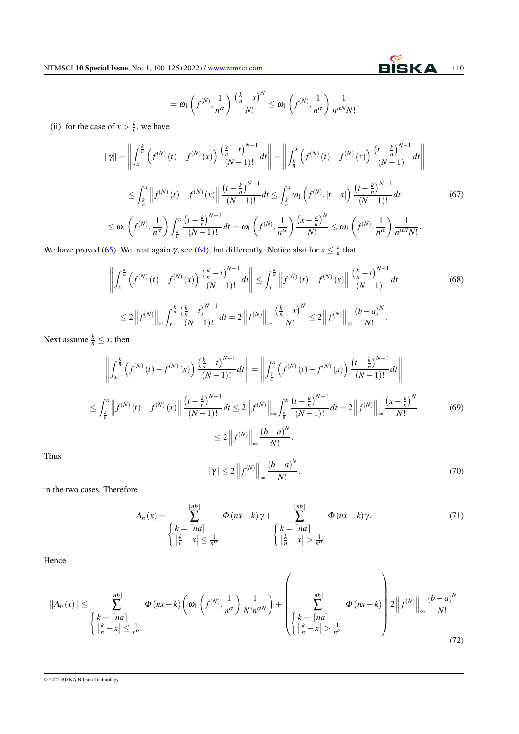$$= \omega_1\left(f^{(N)}, \frac{1}{n^{\alpha}}\right) \frac{\left(\frac{k}{n}-x\right)^N}{N!} \leq \omega_1\left(f^{(N)}, \frac{1}{n^{\alpha}}\right) \frac{1}{n^{\alpha N} N!}.$$

(ii) for the case of $x > \frac{k}{n}$, we have

$$\|\gamma\| = \left\| \int_x^{\frac{k}{n}} \left(f^{(N)}(t) - f^{(N)}(x)\right) \frac{\left(\frac{k}{n}-t\right)^{N-1}}{(N-1)!} dt \right\| = \left\| \int_{\frac{k}{n}}^x \left(f^{(N)}(t) - f^{(N)}(x)\right) \frac{\left(t-\frac{k}{n}\right)^{N-1}}{(N-1)!} dt \right\|$$

$$\leq \int_{\frac{k}{n}}^x \left\| f^{(N)}(t) - f^{(N)}(x) \right\| \frac{\left(t-\frac{k}{n}\right)^{N-1}}{(N-1)!} dt \leq \int_{\frac{k}{n}}^x \omega_1\left(f^{(N)}, |t-x|\right) \frac{\left(t-\frac{k}{n}\right)^{N-1}}{(N-1)!} dt \tag{67}$$

$$\leq \omega_1\left(f^{(N)}, \frac{1}{n^{\alpha}}\right) \int_{\frac{k}{n}}^x \frac{\left(t-\frac{k}{n}\right)^{N-1}}{(N-1)!} dt = \omega_1\left(f^{(N)}, \frac{1}{n^{\alpha}}\right) \frac{\left(x-\frac{k}{n}\right)^N}{N!} \leq \omega_1\left(f^{(N)}, \frac{1}{n^{\alpha}}\right) \frac{1}{n^{\alpha N} N!}.$$

We have proved (65). We treat again $\gamma$, see (64), but differently: Notice also for $x \leq \frac{k}{n}$ that

$$\left\| \int_x^{\frac{k}{n}} \left(f^{(N)}(t) - f^{(N)}(x)\right) \frac{\left(\frac{k}{n}-t\right)^{N-1}}{(N-1)!} dt \right\| \leq \int_x^{\frac{k}{n}} \left\| f^{(N)}(t) - f^{(N)}(x) \right\| \frac{\left(\frac{k}{n}-t\right)^{N-1}}{(N-1)!} dt \tag{68}$$

$$\leq 2\left\|f^{(N)}\right\|_{\infty} \int_x^{\frac{k}{n}} \frac{\left(\frac{k}{n}-t\right)^{N-1}}{(N-1)!} dt = 2\left\|f^{(N)}\right\|_{\infty} \frac{\left(\frac{k}{n}-x\right)^N}{N!} \leq 2\left\|f^{(N)}\right\|_{\infty} \frac{(b-a)^N}{N!}.$$

Next assume $\frac{k}{n} \leq x$, then

$$\left\| \int_x^{\frac{k}{n}} \left(f^{(N)}(t) - f^{(N)}(x)\right) \frac{\left(\frac{k}{n}-t\right)^{N-1}}{(N-1)!} dt \right\| = \left\| \int_{\frac{k}{n}}^x \left(f^{(N)}(t) - f^{(N)}(x)\right) \frac{\left(t-\frac{k}{n}\right)^{N-1}}{(N-1)!} dt \right\|$$

$$\leq \int_{\frac{k}{n}}^x \left\| f^{(N)}(t) - f^{(N)}(x) \right\| \frac{\left(t-\frac{k}{n}\right)^{N-1}}{(N-1)!} dt \leq 2\left\|f^{(N)}\right\|_{\infty} \int_{\frac{k}{n}}^x \frac{\left(t-\frac{k}{n}\right)^{N-1}}{(N-1)!} dt = 2\left\|f^{(N)}\right\|_{\infty} \frac{\left(x-\frac{k}{n}\right)^N}{N!} \tag{69}$$

$$\leq 2\left\|f^{(N)}\right\|_{\infty} \frac{(b-a)^N}{N!}.$$

Thus

$$\|\gamma\| \leq 2\left\|f^{(N)}\right\|_{\infty} \frac{(b-a)^N}{N!}. \tag{70}$$

in the two cases. Therefore

$$\Lambda_n(x) = \sum_{\substack{k=\lceil na \rceil \\ \left|\frac{k}{n}-x\right| \leq \frac{1}{n^{\alpha}}}}^{\lfloor nb \rfloor} \Phi(nx-k)\gamma + \sum_{\substack{k=\lceil na \rceil \\ \left|\frac{k}{n}-x\right| > \frac{1}{n^{\alpha}}}}^{\lfloor nb \rfloor} \Phi(nx-k)\gamma. \tag{71}$$

Hence

$$\|\Lambda_n(x)\| \leq \sum_{\substack{k=\lceil na \rceil \\ \left|\frac{k}{n}-x\right| \leq \frac{1}{n^{\alpha}}}}^{\lfloor nb \rfloor} \Phi(nx-k)\left(\omega_1\left(f^{(N)}, \frac{1}{n^{\alpha}}\right) \frac{1}{N! n^{\alpha N}}\right) + \left(\sum_{\substack{k=\lceil na \rceil \\ \left|\frac{k}{n}-x\right| > \frac{1}{n^{\alpha}}}}^{\lfloor nb \rfloor} \Phi(nx-k)\right) 2\left\|f^{(N)}\right\|_{\infty} \frac{(b-a)^N}{N!} \tag{72}$$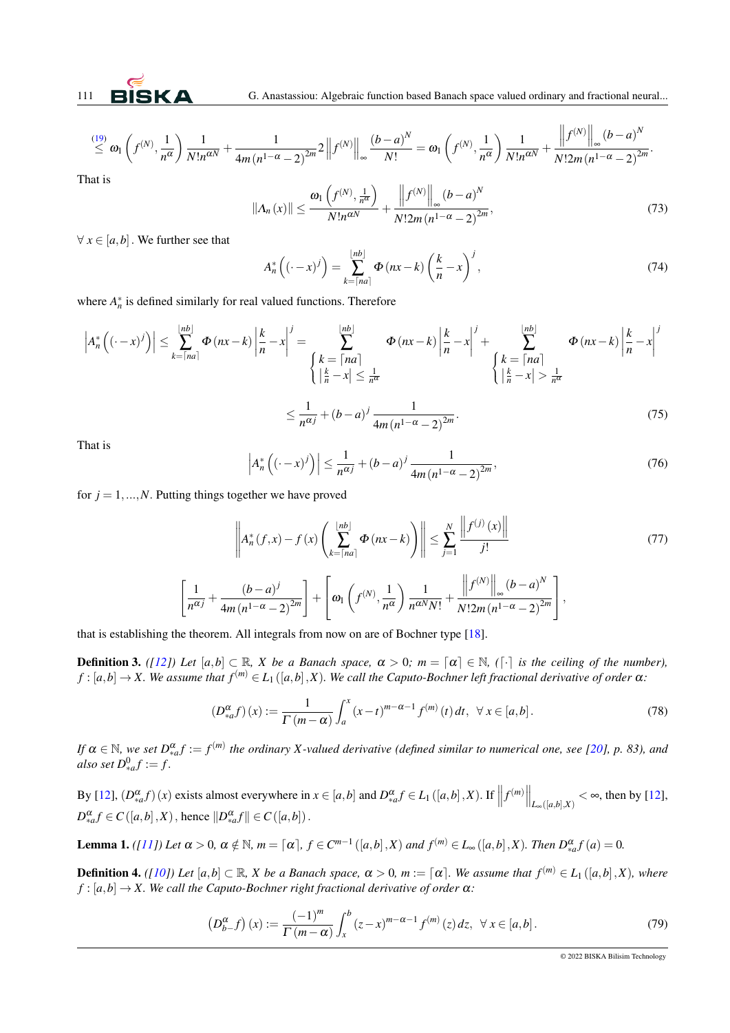$$\overset{(19)}{\leq} \omega_1\left(f^{(N)}, \frac{1}{n^{\alpha}}\right) \frac{1}{N! n^{\alpha N}} + \frac{1}{4m\left(n^{1-\alpha}-2\right)^{2m}} 2\left\|f^{(N)}\right\|_{\infty} \frac{(b-a)^N}{N!} = \omega_1\left(f^{(N)}, \frac{1}{n^{\alpha}}\right) \frac{1}{N! n^{\alpha N}} + \frac{\left\|f^{(N)}\right\|_{\infty} (b-a)^N}{N! 2m\left(n^{1-\alpha}-2\right)^{2m}}.$$

That is

$$\left\|\Lambda_n(x)\right\| \leq \frac{\omega_1\left(f^{(N)}, \frac{1}{n^{\alpha}}\right)}{N! n^{\alpha N}} + \frac{\left\|f^{(N)}\right\|_{\infty} (b-a)^N}{N! 2m\left(n^{1-\alpha}-2\right)^{2m}}, \tag{73}$$

$\forall\, x \in [a,b]$. We further see that

$$A_n^*\left((\cdot - x)^j\right) = \sum_{k=\lceil na \rceil}^{\lfloor nb \rfloor} \Phi(nx-k)\left(\frac{k}{n}-x\right)^j, \tag{74}$$

where $A_n^*$ is defined similarly for real valued functions. Therefore

$$\left|A_n^*\left((\cdot - x)^j\right)\right| \leq \sum_{k=\lceil na \rceil}^{\lfloor nb \rfloor} \Phi(nx-k)\left|\frac{k}{n}-x\right|^j = \sum_{\substack{k=\lceil na \rceil \\ \left|\frac{k}{n}-x\right| \leq \frac{1}{n^{\alpha}}}}^{\lfloor nb \rfloor} \Phi(nx-k)\left|\frac{k}{n}-x\right|^j + \sum_{\substack{k=\lceil na \rceil \\ \left|\frac{k}{n}-x\right| > \frac{1}{n^{\alpha}}}}^{\lfloor nb \rfloor} \Phi(nx-k)\left|\frac{k}{n}-x\right|^j$$

$$\leq \frac{1}{n^{\alpha j}} + (b-a)^j \frac{1}{4m\left(n^{1-\alpha}-2\right)^{2m}}. \tag{75}$$

That is

$$\left|A_n^*\left((\cdot - x)^j\right)\right| \leq \frac{1}{n^{\alpha j}} + (b-a)^j \frac{1}{4m\left(n^{1-\alpha}-2\right)^{2m}}, \tag{76}$$

for $j = 1, \ldots, N$. Putting things together we have proved

$$\left\|A_n^*(f,x) - f(x)\left(\sum_{k=\lceil na \rceil}^{\lfloor nb \rfloor} \Phi(nx-k)\right)\right\| \leq \sum_{j=1}^{N} \frac{\left\|f^{(j)}(x)\right\|}{j!} \tag{77}$$

$$\left[\frac{1}{n^{\alpha j}} + \frac{(b-a)^j}{4m\left(n^{1-\alpha}-2\right)^{2m}}\right] + \left[\omega_1\left(f^{(N)}, \frac{1}{n^{\alpha}}\right) \frac{1}{n^{\alpha N} N!} + \frac{\left\|f^{(N)}\right\|_{\infty} (b-a)^N}{N! 2m\left(n^{1-\alpha}-2\right)^{2m}}\right],$$

that is establishing the theorem. All integrals from now on are of Bochner type [18].

**Definition 3.** *([12]) Let $[a,b] \subset \mathbb{R}$, $X$ be a Banach space, $\alpha > 0$; $m = \lceil \alpha \rceil \in \mathbb{N}$, ($\lceil \cdot \rceil$ is the ceiling of the number), $f : [a,b] \to X$. We assume that $f^{(m)} \in L_1([a,b], X)$. We call the Caputo-Bochner left fractional derivative of order $\alpha$:*

$$\left(D_{*a}^{\alpha} f\right)(x) := \frac{1}{\Gamma(m-\alpha)} \int_a^x (x-t)^{m-\alpha-1} f^{(m)}(t)\, dt, \ \ \forall\, x \in [a,b]. \tag{78}$$

*If $\alpha \in \mathbb{N}$, we set $D_{*a}^{\alpha} f := f^{(m)}$ the ordinary $X$-valued derivative (defined similar to numerical one, see [20], p. 83), and also set $D_{*a}^{0} f := f$.*

By [12], $\left(D_{*a}^{\alpha} f\right)(x)$ exists almost everywhere in $x \in [a,b]$ and $D_{*a}^{\alpha} f \in L_1([a,b], X)$. If $\left\|f^{(m)}\right\|_{L_{\infty}([a,b],X)} < \infty$, then by [12], $D_{*a}^{\alpha} f \in C([a,b], X)$, hence $\left\|D_{*a}^{\alpha} f\right\| \in C([a,b])$.

**Lemma 1.** *([11]) Let $\alpha > 0$, $\alpha \notin \mathbb{N}$, $m = \lceil \alpha \rceil$, $f \in C^{m-1}([a,b], X)$ and $f^{(m)} \in L_{\infty}([a,b], X)$. Then $D_{*a}^{\alpha} f(a) = 0$.*

**Definition 4.** *([10]) Let $[a,b] \subset \mathbb{R}$, $X$ be a Banach space, $\alpha > 0$, $m := \lceil \alpha \rceil$. We assume that $f^{(m)} \in L_1([a,b], X)$, where $f : [a,b] \to X$. We call the Caputo-Bochner right fractional derivative of order $\alpha$:*

$$\left(D_{b-}^{\alpha} f\right)(x) := \frac{(-1)^m}{\Gamma(m-\alpha)} \int_x^b (z-x)^{m-\alpha-1} f^{(m)}(z)\, dz, \ \ \forall\, x \in [a,b]. \tag{79}$$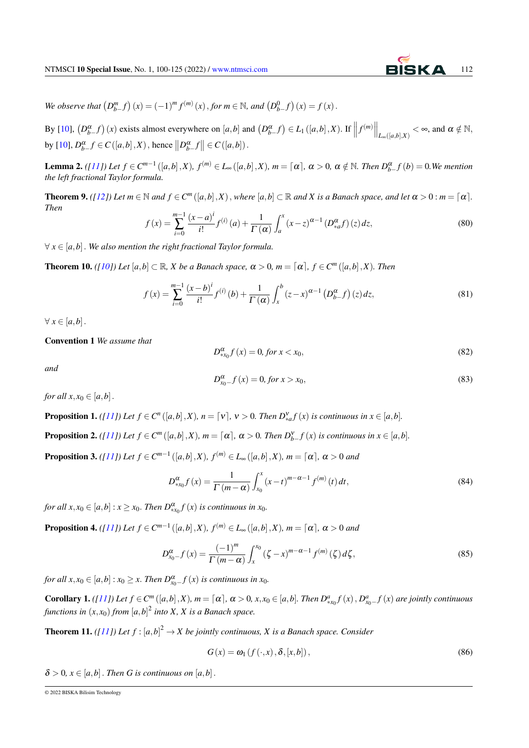*We observe that* $\left(D_{b-}^{m} f\right)(x) = (-1)^{m} f^{(m)}(x)$, *for* $m \in \mathbb{N}$, *and* $\left(D_{b-}^{0} f\right)(x) = f(x)$.

By [10], $\left(D_{b-}^{\alpha} f\right)(x)$ exists almost everywhere on $[a,b]$ and $\left(D_{b-}^{\alpha} f\right) \in L_1([a,b], X)$. If $\left\| f^{(m)} \right\|_{L_\infty([a,b],X)} < \infty$, and $\alpha \notin \mathbb{N}$, by [10], $D_{b-}^{\alpha} f \in C([a,b], X)$, hence $\left\| D_{b-}^{\alpha} f \right\| \in C([a,b])$.

**Lemma 2.** *([11]) Let* $f \in C^{m-1}([a,b], X)$, $f^{(m)} \in L_\infty([a,b], X)$, $m = \lceil \alpha \rceil$, $\alpha > 0$, $\alpha \notin \mathbb{N}$. *Then* $D_{b-}^{\alpha} f(b) = 0$. *We mention the left fractional Taylor formula.*

**Theorem 9.** *([12]) Let* $m \in \mathbb{N}$ *and* $f \in C^{m}([a,b], X)$, *where* $[a,b] \subset \mathbb{R}$ *and* $X$ *is a Banach space, and let* $\alpha > 0 : m = \lceil \alpha \rceil$. *Then*

$$f(x) = \sum_{i=0}^{m-1} \frac{(x-a)^{i}}{i!} f^{(i)}(a) + \frac{1}{\Gamma(\alpha)} \int_{a}^{x} (x-z)^{\alpha-1} \left(D_{*a}^{\alpha} f\right)(z)\, dz, \tag{80}$$

$\forall\, x \in [a,b]$. *We also mention the right fractional Taylor formula.*

**Theorem 10.** *([10]) Let* $[a,b] \subset \mathbb{R}$, $X$ *be a Banach space,* $\alpha > 0$, $m = \lceil \alpha \rceil$, $f \in C^{m}([a,b], X)$. *Then*

$$f(x) = \sum_{i=0}^{m-1} \frac{(x-b)^{i}}{i!} f^{(i)}(b) + \frac{1}{\Gamma(\alpha)} \int_{x}^{b} (z-x)^{\alpha-1} \left(D_{b-}^{\alpha} f\right)(z)\, dz, \tag{81}$$

$\forall\, x \in [a,b]$.

**Convention 1** *We assume that*

$$D_{*x_0}^{\alpha} f(x) = 0, \text{ for } x < x_0, \tag{82}$$

*and*

$$D_{x_0-}^{\alpha} f(x) = 0, \text{ for } x > x_0, \tag{83}$$

*for all* $x, x_0 \in [a,b]$.

**Proposition 1.** *([11]) Let* $f \in C^{n}([a,b], X)$, $n = \lceil \nu \rceil$, $\nu > 0$. *Then* $D_{*a}^{\nu} f(x)$ *is continuous in* $x \in [a,b]$.

**Proposition 2.** *([11]) Let* $f \in C^{m}([a,b], X)$, $m = \lceil \alpha \rceil$, $\alpha > 0$. *Then* $D_{b-}^{\nu} f(x)$ *is continuous in* $x \in [a,b]$.

**Proposition 3.** *([11]) Let* $f \in C^{m-1}([a,b], X)$, $f^{(m)} \in L_\infty([a,b], X)$, $m = \lceil \alpha \rceil$, $\alpha > 0$ *and*

$$D_{*x_0}^{\alpha} f(x) = \frac{1}{\Gamma(m-\alpha)} \int_{x_0}^{x} (x-t)^{m-\alpha-1} f^{(m)}(t)\, dt, \tag{84}$$

*for all* $x, x_0 \in [a,b] : x \geq x_0$. *Then* $D_{*x_0}^{\alpha} f(x)$ *is continuous in* $x_0$.

**Proposition 4.** *([11]) Let* $f \in C^{m-1}([a,b], X)$, $f^{(m)} \in L_\infty([a,b], X)$, $m = \lceil \alpha \rceil$, $\alpha > 0$ *and*

$$D_{x_0-}^{\alpha} f(x) = \frac{(-1)^{m}}{\Gamma(m-\alpha)} \int_{x}^{x_0} (\zeta - x)^{m-\alpha-1} f^{(m)}(\zeta)\, d\zeta, \tag{85}$$

*for all* $x, x_0 \in [a,b] : x_0 \geq x$. *Then* $D_{x_0-}^{\alpha} f(x)$ *is continuous in* $x_0$.

**Corollary 1.** *([11]) Let* $f \in C^{m}([a,b], X)$, $m = \lceil \alpha \rceil$, $\alpha > 0$, $x, x_0 \in [a,b]$. *Then* $D_{*x_0}^{a} f(x)$, $D_{x_0-}^{a} f(x)$ *are jointly continuous functions in* $(x, x_0)$ *from* $[a,b]^2$ *into* $X$, $X$ *is a Banach space.*

**Theorem 11.** *([11]) Let* $f : [a,b]^2 \to X$ *be jointly continuous,* $X$ *is a Banach space. Consider*

$$G(x) = \omega_1\left(f(\cdot, x), \delta, [x,b]\right), \tag{86}$$

$\delta > 0$, $x \in [a,b]$. *Then* $G$ *is continuous on* $[a,b]$.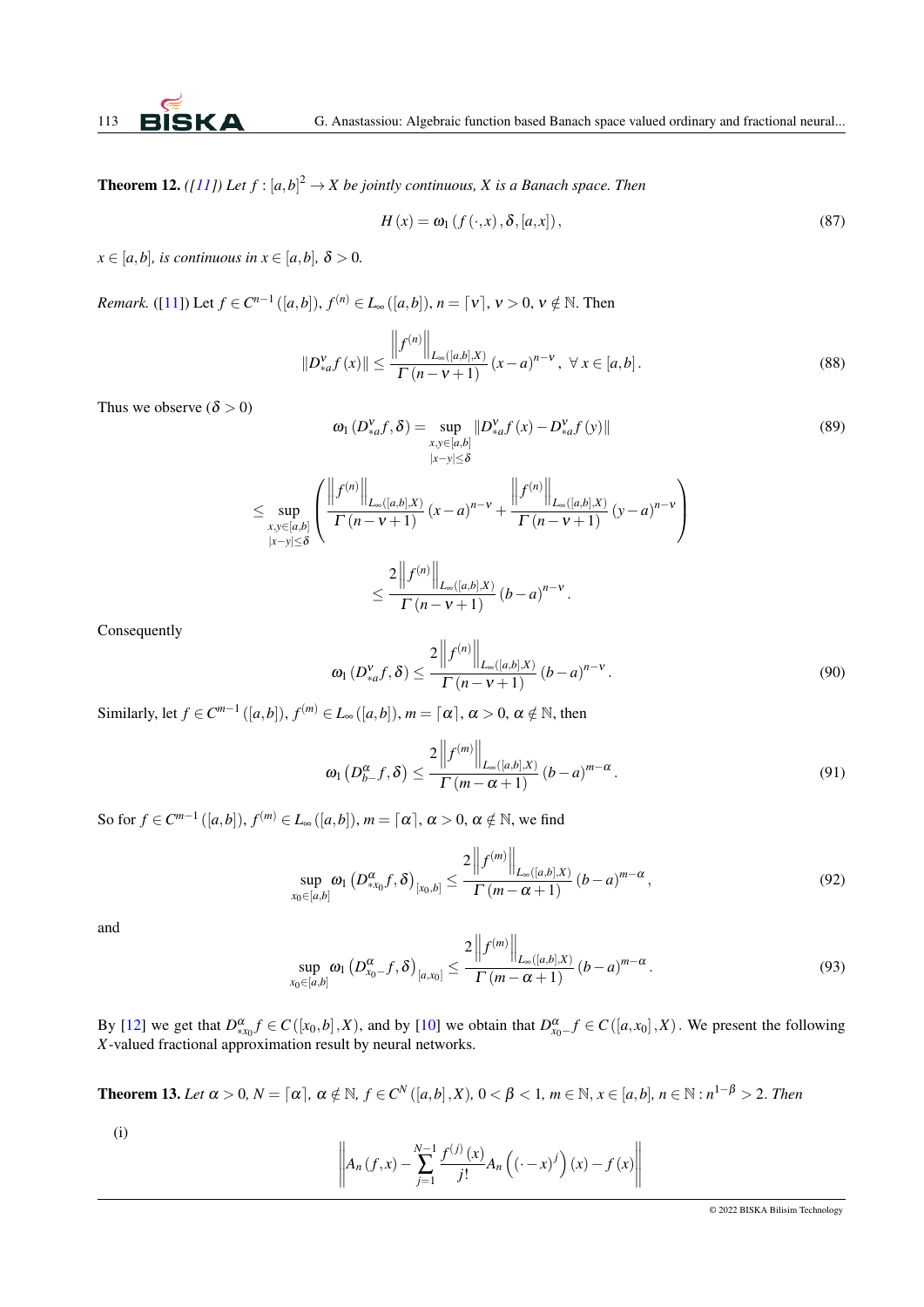**Theorem 12.** *([11]) Let $f : [a,b]^2 \to X$ be jointly continuous, $X$ is a Banach space. Then*

$$H(x) = \omega_1 (f(\cdot, x), \delta, [a,x]), \tag{87}$$

*$x \in [a,b]$, is continuous in $x \in [a,b]$, $\delta > 0$.*

*Remark.* ([11]) Let $f \in C^{n-1}([a,b])$, $f^{(n)} \in L_\infty([a,b])$, $n = \lceil \nu \rceil$, $\nu > 0$, $\nu \notin \mathbb{N}$. Then

$$\left\| D_{*a}^{\nu} f(x) \right\| \leq \frac{\left\| f^{(n)} \right\|_{L_\infty([a,b],X)}}{\Gamma(n-\nu+1)} (x-a)^{n-\nu}, \ \forall x \in [a,b]. \tag{88}$$

Thus we observe ($\delta > 0$)

$$\omega_1 (D_{*a}^{\nu} f, \delta) = \sup_{\substack{x,y \in [a,b] \\ |x-y| \leq \delta}} \left\| D_{*a}^{\nu} f(x) - D_{*a}^{\nu} f(y) \right\| \tag{89}$$

$$\leq \sup_{\substack{x,y \in [a,b] \\ |x-y| \leq \delta}} \left( \frac{\left\| f^{(n)} \right\|_{L_\infty([a,b],X)}}{\Gamma(n-\nu+1)} (x-a)^{n-\nu} + \frac{\left\| f^{(n)} \right\|_{L_\infty([a,b],X)}}{\Gamma(n-\nu+1)} (y-a)^{n-\nu} \right)$$

$$\leq \frac{2 \left\| f^{(n)} \right\|_{L_\infty([a,b],X)}}{\Gamma(n-\nu+1)} (b-a)^{n-\nu}.$$

Consequently

$$\omega_1 (D_{*a}^{\nu} f, \delta) \leq \frac{2 \left\| f^{(n)} \right\|_{L_\infty([a,b],X)}}{\Gamma(n-\nu+1)} (b-a)^{n-\nu}. \tag{90}$$

Similarly, let $f \in C^{m-1}([a,b])$, $f^{(m)} \in L_\infty([a,b])$, $m = \lceil \alpha \rceil$, $\alpha > 0$, $\alpha \notin \mathbb{N}$, then

$$\omega_1 \left( D_{b-}^{\alpha} f, \delta \right) \leq \frac{2 \left\| f^{(m)} \right\|_{L_\infty([a,b],X)}}{\Gamma(m-\alpha+1)} (b-a)^{m-\alpha}. \tag{91}$$

So for $f \in C^{m-1}([a,b])$, $f^{(m)} \in L_\infty([a,b])$, $m = \lceil \alpha \rceil$, $\alpha > 0$, $\alpha \notin \mathbb{N}$, we find

$$\sup_{x_0 \in [a,b]} \omega_1 \left( D_{*x_0}^{\alpha} f, \delta \right)_{[x_0,b]} \leq \frac{2 \left\| f^{(m)} \right\|_{L_\infty([a,b],X)}}{\Gamma(m-\alpha+1)} (b-a)^{m-\alpha}, \tag{92}$$

and

$$\sup_{x_0 \in [a,b]} \omega_1 \left( D_{x_0-}^{\alpha} f, \delta \right)_{[a,x_0]} \leq \frac{2 \left\| f^{(m)} \right\|_{L_\infty([a,b],X)}}{\Gamma(m-\alpha+1)} (b-a)^{m-\alpha}. \tag{93}$$

By [12] we get that $D_{*x_0}^{\alpha} f \in C([x_0,b], X)$, and by [10] we obtain that $D_{x_0-}^{\alpha} f \in C([a,x_0], X)$. We present the following $X$-valued fractional approximation result by neural networks.

**Theorem 13.** *Let $\alpha > 0$, $N = \lceil \alpha \rceil$, $\alpha \notin \mathbb{N}$, $f \in C^N([a,b], X)$, $0 < \beta < 1$, $m \in \mathbb{N}$, $x \in [a,b]$, $n \in \mathbb{N} : n^{1-\beta} > 2$. Then*

(i)

$$\left\| A_n(f,x) - \sum_{j=1}^{N-1} \frac{f^{(j)}(x)}{j!} A_n \left( (\cdot - x)^j \right)(x) - f(x) \right\|$$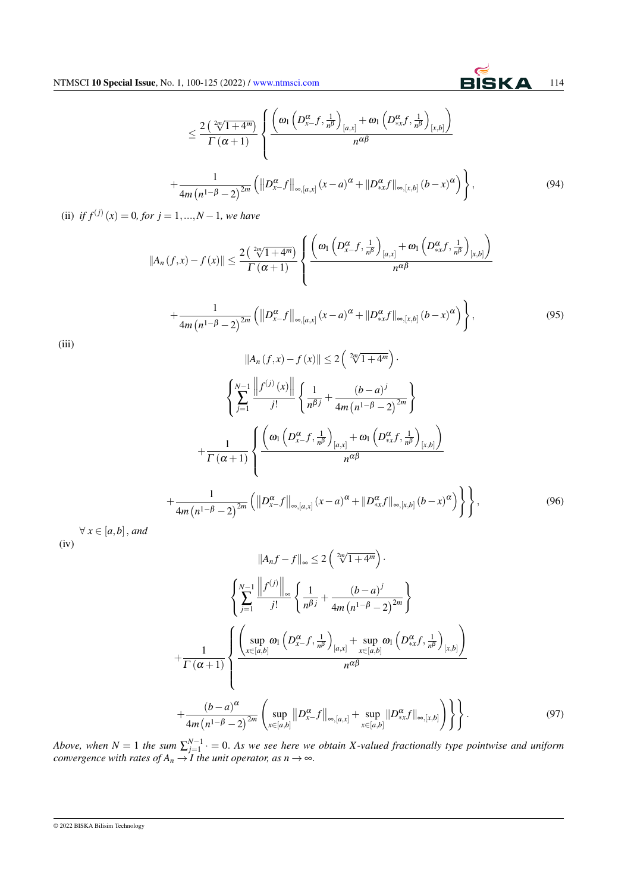$$\leq \frac{2\left(\sqrt[2m]{1+4^m}\right)}{\Gamma(\alpha+1)}\left\{\frac{\left(\omega_1\left(D^{\alpha}_{x-}f,\frac{1}{n^{\beta}}\right)_{[a,x]}+\omega_1\left(D^{\alpha}_{*x}f,\frac{1}{n^{\beta}}\right)_{[x,b]}\right)}{n^{\alpha\beta}}\right.$$

$$\left.+\frac{1}{4m\left(n^{1-\beta}-2\right)^{2m}}\left(\left\|D^{\alpha}_{x-}f\right\|_{\infty,[a,x]}(x-a)^{\alpha}+\left\|D^{\alpha}_{*x}f\right\|_{\infty,[x,b]}(b-x)^{\alpha}\right)\right\}, \tag{94}$$

(ii) *if* $f^{(j)}(x)=0$*, for* $j=1,\dots,N-1$*, we have*

$$\left\|A_n(f,x)-f(x)\right\|\leq \frac{2\left(\sqrt[2m]{1+4^m}\right)}{\Gamma(\alpha+1)}\left\{\frac{\left(\omega_1\left(D^{\alpha}_{x-}f,\frac{1}{n^{\beta}}\right)_{[a,x]}+\omega_1\left(D^{\alpha}_{*x}f,\frac{1}{n^{\beta}}\right)_{[x,b]}\right)}{n^{\alpha\beta}}\right.$$

$$\left.+\frac{1}{4m\left(n^{1-\beta}-2\right)^{2m}}\left(\left\|D^{\alpha}_{x-}f\right\|_{\infty,[a,x]}(x-a)^{\alpha}+\left\|D^{\alpha}_{*x}f\right\|_{\infty,[x,b]}(b-x)^{\alpha}\right)\right\}, \tag{95}$$

(iii)

$$\left\|A_n(f,x)-f(x)\right\|\leq 2\left(\sqrt[2m]{1+4^m}\right)\cdot$$

$$\left\{\sum_{j=1}^{N-1}\frac{\left\|f^{(j)}(x)\right\|}{j!}\left\{\frac{1}{n^{\beta j}}+\frac{(b-a)^j}{4m\left(n^{1-\beta}-2\right)^{2m}}\right\}\right.$$

$$+\frac{1}{\Gamma(\alpha+1)}\left\{\frac{\left(\omega_1\left(D^{\alpha}_{x-}f,\frac{1}{n^{\beta}}\right)_{[a,x]}+\omega_1\left(D^{\alpha}_{*x}f,\frac{1}{n^{\beta}}\right)_{[x,b]}\right)}{n^{\alpha\beta}}\right.$$

$$\left.\left.+\frac{1}{4m\left(n^{1-\beta}-2\right)^{2m}}\left(\left\|D^{\alpha}_{x-}f\right\|_{\infty,[a,x]}(x-a)^{\alpha}+\left\|D^{\alpha}_{*x}f\right\|_{\infty,[x,b]}(b-x)^{\alpha}\right)\right\}\right\}, \tag{96}$$

$\forall\, x\in[a,b]$*, and*

(iv)

$$\left\|A_nf-f\right\|_{\infty}\leq 2\left(\sqrt[2m]{1+4^m}\right)\cdot$$

$$\left\{\sum_{j=1}^{N-1}\frac{\left\|f^{(j)}\right\|_{\infty}}{j!}\left\{\frac{1}{n^{\beta j}}+\frac{(b-a)^j}{4m\left(n^{1-\beta}-2\right)^{2m}}\right\}\right.$$

$$+\frac{1}{\Gamma(\alpha+1)}\left\{\frac{\left(\sup_{x\in[a,b]}\omega_1\left(D^{\alpha}_{x-}f,\frac{1}{n^{\beta}}\right)_{[a,x]}+\sup_{x\in[a,b]}\omega_1\left(D^{\alpha}_{*x}f,\frac{1}{n^{\beta}}\right)_{[x,b]}\right)}{n^{\alpha\beta}}\right.$$

$$\left.\left.+\frac{(b-a)^{\alpha}}{4m\left(n^{1-\beta}-2\right)^{2m}}\left(\sup_{x\in[a,b]}\left\|D^{\alpha}_{x-}f\right\|_{\infty,[a,x]}+\sup_{x\in[a,b]}\left\|D^{\alpha}_{*x}f\right\|_{\infty,[x,b]}\right)\right\}\right\}. \tag{97}$$

*Above, when* $N=1$ *the sum* $\sum_{j=1}^{N-1}\cdot=0$*. As we see here we obtain X-valued fractionally type pointwise and uniform convergence with rates of* $A_n\to I$ *the unit operator, as* $n\to\infty$*.*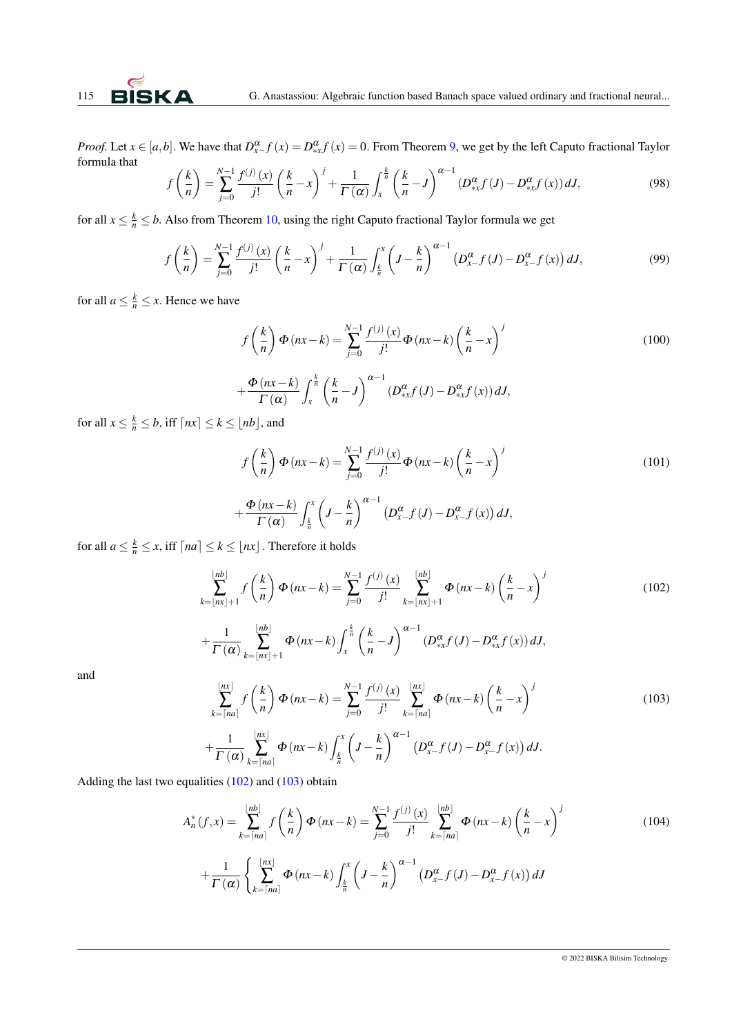*Proof.* Let $x \in [a,b]$. We have that $D_{x-}^{\alpha} f(x) = D_{*x}^{\alpha} f(x) = 0$. From Theorem 9, we get by the left Caputo fractional Taylor formula that

$$f\left(\frac{k}{n}\right) = \sum_{j=0}^{N-1} \frac{f^{(j)}(x)}{j!} \left(\frac{k}{n} - x\right)^j + \frac{1}{\Gamma(\alpha)} \int_x^{\frac{k}{n}} \left(\frac{k}{n} - J\right)^{\alpha-1} \left(D_{*x}^{\alpha} f(J) - D_{*x}^{\alpha} f(x)\right) dJ, \tag{98}$$

for all $x \le \frac{k}{n} \le b$. Also from Theorem 10, using the right Caputo fractional Taylor formula we get

$$f\left(\frac{k}{n}\right) = \sum_{j=0}^{N-1} \frac{f^{(j)}(x)}{j!} \left(\frac{k}{n} - x\right)^j + \frac{1}{\Gamma(\alpha)} \int_{\frac{k}{n}}^{x} \left(J - \frac{k}{n}\right)^{\alpha-1} \left(D_{x-}^{\alpha} f(J) - D_{x-}^{\alpha} f(x)\right) dJ, \tag{99}$$

for all $a \le \frac{k}{n} \le x$. Hence we have

$$f\left(\frac{k}{n}\right) \Phi(nx-k) = \sum_{j=0}^{N-1} \frac{f^{(j)}(x)}{j!} \Phi(nx-k) \left(\frac{k}{n} - x\right)^j \tag{100}$$

$$+ \frac{\Phi(nx-k)}{\Gamma(\alpha)} \int_x^{\frac{k}{n}} \left(\frac{k}{n} - J\right)^{\alpha-1} \left(D_{*x}^{\alpha} f(J) - D_{*x}^{\alpha} f(x)\right) dJ,$$

for all $x \le \frac{k}{n} \le b$, iff $\lceil nx \rceil \le k \le \lfloor nb \rfloor$, and

$$f\left(\frac{k}{n}\right) \Phi(nx-k) = \sum_{j=0}^{N-1} \frac{f^{(j)}(x)}{j!} \Phi(nx-k) \left(\frac{k}{n} - x\right)^j \tag{101}$$

$$+ \frac{\Phi(nx-k)}{\Gamma(\alpha)} \int_{\frac{k}{n}}^{x} \left(J - \frac{k}{n}\right)^{\alpha-1} \left(D_{x-}^{\alpha} f(J) - D_{x-}^{\alpha} f(x)\right) dJ,$$

for all $a \le \frac{k}{n} \le x$, iff $\lceil na \rceil \le k \le \lfloor nx \rfloor$. Therefore it holds

$$\sum_{k=\lfloor nx \rfloor+1}^{\lfloor nb \rfloor} f\left(\frac{k}{n}\right) \Phi(nx-k) = \sum_{j=0}^{N-1} \frac{f^{(j)}(x)}{j!} \sum_{k=\lfloor nx \rfloor+1}^{\lfloor nb \rfloor} \Phi(nx-k) \left(\frac{k}{n} - x\right)^j \tag{102}$$

$$+ \frac{1}{\Gamma(\alpha)} \sum_{k=\lfloor nx \rfloor+1}^{\lfloor nb \rfloor} \Phi(nx-k) \int_x^{\frac{k}{n}} \left(\frac{k}{n} - J\right)^{\alpha-1} \left(D_{*x}^{\alpha} f(J) - D_{*x}^{\alpha} f(x)\right) dJ,$$

and

$$\sum_{k=\lceil na \rceil}^{\lfloor nx \rfloor} f\left(\frac{k}{n}\right) \Phi(nx-k) = \sum_{j=0}^{N-1} \frac{f^{(j)}(x)}{j!} \sum_{k=\lceil na \rceil}^{\lfloor nx \rfloor} \Phi(nx-k) \left(\frac{k}{n} - x\right)^j \tag{103}$$

$$+ \frac{1}{\Gamma(\alpha)} \sum_{k=\lceil na \rceil}^{\lfloor nx \rfloor} \Phi(nx-k) \int_{\frac{k}{n}}^{x} \left(J - \frac{k}{n}\right)^{\alpha-1} \left(D_{x-}^{\alpha} f(J) - D_{x-}^{\alpha} f(x)\right) dJ.$$

Adding the last two equalities (102) and (103) obtain

$$A_n^*(f,x) = \sum_{k=\lceil na \rceil}^{\lfloor nb \rfloor} f\left(\frac{k}{n}\right) \Phi(nx-k) = \sum_{j=0}^{N-1} \frac{f^{(j)}(x)}{j!} \sum_{k=\lceil na \rceil}^{\lfloor nb \rfloor} \Phi(nx-k) \left(\frac{k}{n} - x\right)^j \tag{104}$$

$$+ \frac{1}{\Gamma(\alpha)} \left\{ \sum_{k=\lceil na \rceil}^{\lfloor nx \rfloor} \Phi(nx-k) \int_{\frac{k}{n}}^{x} \left(J - \frac{k}{n}\right)^{\alpha-1} \left(D_{x-}^{\alpha} f(J) - D_{x-}^{\alpha} f(x)\right) dJ \right.$$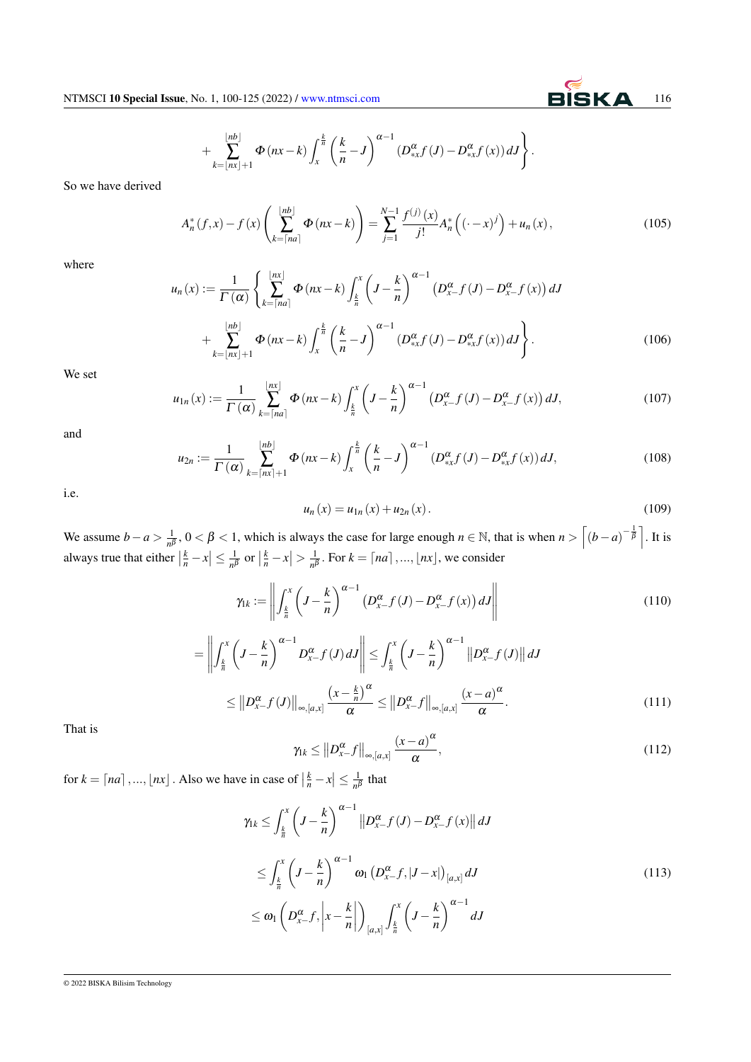$$+\sum_{k=\lfloor nx\rfloor+1}^{\lfloor nb\rfloor}\Phi(nx-k)\int_x^{\frac{k}{n}}\left(\frac{k}{n}-J\right)^{\alpha-1}\left(D_{*x}^{\alpha}f(J)-D_{*x}^{\alpha}f(x)\right)dJ\Bigg\}.$$

So we have derived

$$A_n^*(f,x)-f(x)\left(\sum_{k=\lceil na\rceil}^{\lfloor nb\rfloor}\Phi(nx-k)\right)=\sum_{j=1}^{N-1}\frac{f^{(j)}(x)}{j!}A_n^*\left((\cdot-x)^j\right)+u_n(x), \tag{105}$$

where

$$u_n(x):=\frac{1}{\Gamma(\alpha)}\Bigg\{\sum_{k=\lceil na\rceil}^{\lfloor nx\rfloor}\Phi(nx-k)\int_{\frac{k}{n}}^{x}\left(J-\frac{k}{n}\right)^{\alpha-1}\left(D_{x-}^{\alpha}f(J)-D_{x-}^{\alpha}f(x)\right)dJ$$

$$+\sum_{k=\lfloor nx\rfloor+1}^{\lfloor nb\rfloor}\Phi(nx-k)\int_x^{\frac{k}{n}}\left(\frac{k}{n}-J\right)^{\alpha-1}\left(D_{*x}^{\alpha}f(J)-D_{*x}^{\alpha}f(x)\right)dJ\Bigg\}. \tag{106}$$

We set

$$u_{1n}(x):=\frac{1}{\Gamma(\alpha)}\sum_{k=\lceil na\rceil}^{\lfloor nx\rfloor}\Phi(nx-k)\int_{\frac{k}{n}}^{x}\left(J-\frac{k}{n}\right)^{\alpha-1}\left(D_{x-}^{\alpha}f(J)-D_{x-}^{\alpha}f(x)\right)dJ, \tag{107}$$

and

$$u_{2n}:=\frac{1}{\Gamma(\alpha)}\sum_{k=\lceil nx\rceil+1}^{\lfloor nb\rfloor}\Phi(nx-k)\int_x^{\frac{k}{n}}\left(\frac{k}{n}-J\right)^{\alpha-1}\left(D_{*x}^{\alpha}f(J)-D_{*x}^{\alpha}f(x)\right)dJ, \tag{108}$$

i.e.

$$u_n(x)=u_{1n}(x)+u_{2n}(x). \tag{109}$$

We assume $b-a>\frac{1}{n^{\beta}}$, $0<\beta<1$, which is always the case for large enough $n\in\mathbb{N}$, that is when $n>\left\lceil (b-a)^{-\frac{1}{\beta}}\right\rceil$. It is always true that either $\left|\frac{k}{n}-x\right|\leq\frac{1}{n^{\beta}}$ or $\left|\frac{k}{n}-x\right|>\frac{1}{n^{\beta}}$. For $k=\lceil na\rceil,...,\lfloor nx\rfloor$, we consider

$$\gamma_{1k}:=\left\|\int_{\frac{k}{n}}^{x}\left(J-\frac{k}{n}\right)^{\alpha-1}\left(D_{x-}^{\alpha}f(J)-D_{x-}^{\alpha}f(x)\right)dJ\right\| \tag{110}$$

$$=\left\|\int_{\frac{k}{n}}^{x}\left(J-\frac{k}{n}\right)^{\alpha-1}D_{x-}^{\alpha}f(J)\,dJ\right\|\leq\int_{\frac{k}{n}}^{x}\left(J-\frac{k}{n}\right)^{\alpha-1}\left\|D_{x-}^{\alpha}f(J)\right\|dJ$$

$$\leq\left\|D_{x-}^{\alpha}f(J)\right\|_{\infty,[a,x]}\frac{\left(x-\frac{k}{n}\right)^{\alpha}}{\alpha}\leq\left\|D_{x-}^{\alpha}f\right\|_{\infty,[a,x]}\frac{(x-a)^{\alpha}}{\alpha}. \tag{111}$$

That is

$$\gamma_{1k}\leq\left\|D_{x-}^{\alpha}f\right\|_{\infty,[a,x]}\frac{(x-a)^{\alpha}}{\alpha}, \tag{112}$$

for $k=\lceil na\rceil,...,\lfloor nx\rfloor$. Also we have in case of $\left|\frac{k}{n}-x\right|\leq\frac{1}{n^{\beta}}$ that

$$\gamma_{1k}\leq\int_{\frac{k}{n}}^{x}\left(J-\frac{k}{n}\right)^{\alpha-1}\left\|D_{x-}^{\alpha}f(J)-D_{x-}^{\alpha}f(x)\right\|dJ$$

$$\leq\int_{\frac{k}{n}}^{x}\left(J-\frac{k}{n}\right)^{\alpha-1}\omega_1\left(D_{x-}^{\alpha}f,|J-x|\right)_{[a,x]}dJ \tag{113}$$

$$\leq\omega_1\left(D_{x-}^{\alpha}f,\left|x-\frac{k}{n}\right|\right)_{[a,x]}\int_{\frac{k}{n}}^{x}\left(J-\frac{k}{n}\right)^{\alpha-1}dJ$$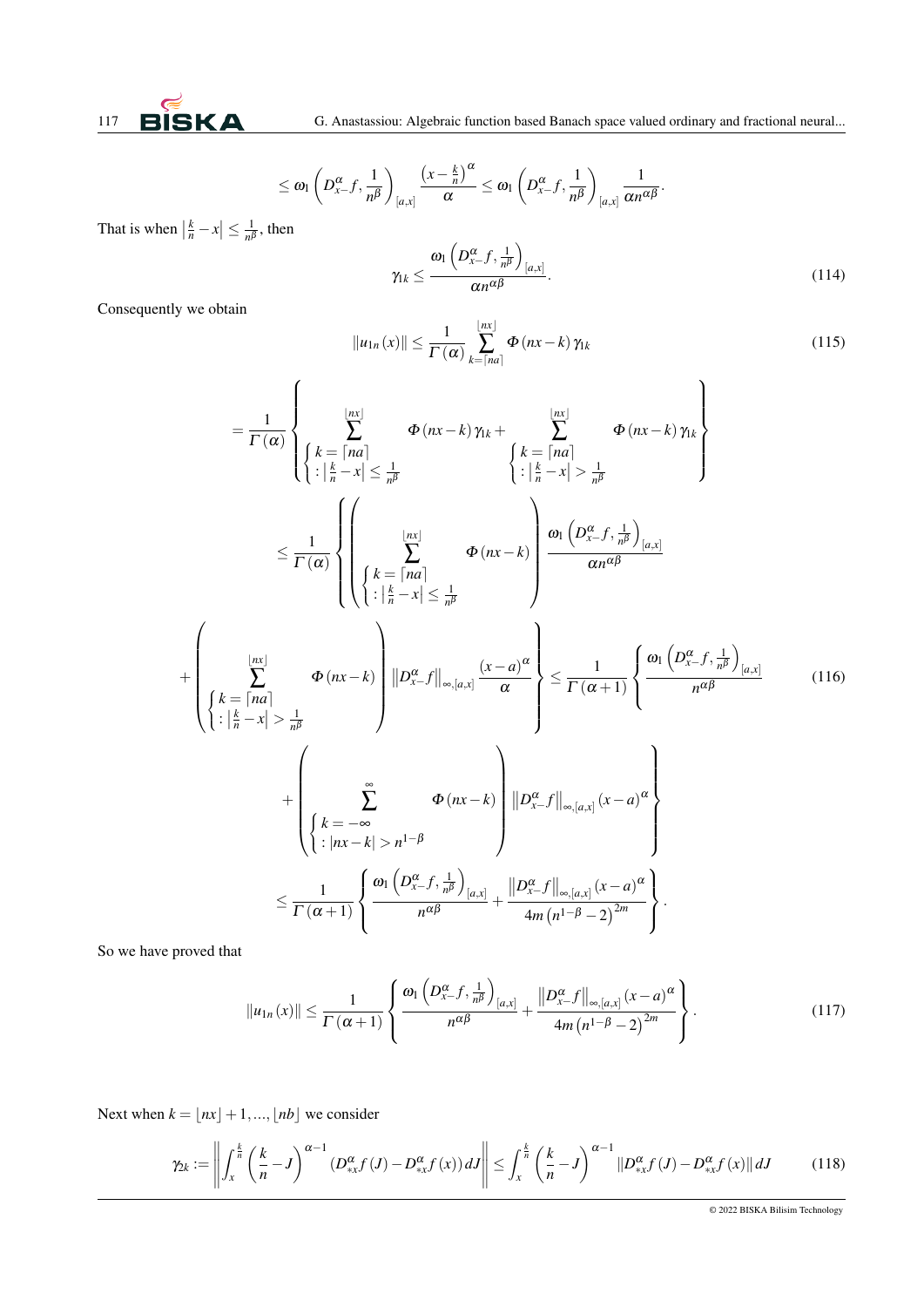$$\leq \omega_1\left(D_{x-}^{\alpha}f, \frac{1}{n^{\beta}}\right)_{[a,x]} \frac{\left(x-\frac{k}{n}\right)^{\alpha}}{\alpha} \leq \omega_1\left(D_{x-}^{\alpha}f, \frac{1}{n^{\beta}}\right)_{[a,x]} \frac{1}{\alpha n^{\alpha\beta}}.$$

That is when $\left|\frac{k}{n}-x\right| \leq \frac{1}{n^{\beta}}$, then

$$\gamma_{1k} \leq \frac{\omega_1\left(D_{x-}^{\alpha}f, \frac{1}{n^{\beta}}\right)_{[a,x]}}{\alpha n^{\alpha\beta}}. \tag{114}$$

Consequently we obtain

$$\|u_{1n}(x)\| \leq \frac{1}{\Gamma(\alpha)} \sum_{k=\lceil na \rceil}^{\lfloor nx \rfloor} \Phi(nx-k)\gamma_{1k} \tag{115}$$

$$= \frac{1}{\Gamma(\alpha)} \left\{ \sum_{\substack{k=\lceil na \rceil \\ :\left|\frac{k}{n}-x\right| \leq \frac{1}{n^{\beta}}}}^{\lfloor nx \rfloor} \Phi(nx-k)\gamma_{1k} + \sum_{\substack{k=\lceil na \rceil \\ :\left|\frac{k}{n}-x\right| > \frac{1}{n^{\beta}}}}^{\lfloor nx \rfloor} \Phi(nx-k)\gamma_{1k} \right\}$$

$$\leq \frac{1}{\Gamma(\alpha)} \left\{ \left( \sum_{\substack{k=\lceil na \rceil \\ :\left|\frac{k}{n}-x\right| \leq \frac{1}{n^{\beta}}}}^{\lfloor nx \rfloor} \Phi(nx-k) \right) \frac{\omega_1\left(D_{x-}^{\alpha}f, \frac{1}{n^{\beta}}\right)_{[a,x]}}{\alpha n^{\alpha\beta}} \right.$$

$$\left. + \left( \sum_{\substack{k=\lceil na \rceil \\ :\left|\frac{k}{n}-x\right| > \frac{1}{n^{\beta}}}}^{\lfloor nx \rfloor} \Phi(nx-k) \right) \left\|D_{x-}^{\alpha}f\right\|_{\infty,[a,x]} \frac{(x-a)^{\alpha}}{\alpha} \right\} \leq \frac{1}{\Gamma(\alpha+1)} \left\{ \frac{\omega_1\left(D_{x-}^{\alpha}f, \frac{1}{n^{\beta}}\right)_{[a,x]}}{n^{\alpha\beta}} \right. \tag{116}$$

$$\left. + \left( \sum_{\substack{k=-\infty \\ :|nx-k| > n^{1-\beta}}}^{\infty} \Phi(nx-k) \right) \left\|D_{x-}^{\alpha}f\right\|_{\infty,[a,x]} (x-a)^{\alpha} \right\}$$

$$\leq \frac{1}{\Gamma(\alpha+1)} \left\{ \frac{\omega_1\left(D_{x-}^{\alpha}f, \frac{1}{n^{\beta}}\right)_{[a,x]}}{n^{\alpha\beta}} + \frac{\left\|D_{x-}^{\alpha}f\right\|_{\infty,[a,x]}(x-a)^{\alpha}}{4m\left(n^{1-\beta}-2\right)^{2m}} \right\}.$$

So we have proved that

$$\|u_{1n}(x)\| \leq \frac{1}{\Gamma(\alpha+1)} \left\{ \frac{\omega_1\left(D_{x-}^{\alpha}f, \frac{1}{n^{\beta}}\right)_{[a,x]}}{n^{\alpha\beta}} + \frac{\left\|D_{x-}^{\alpha}f\right\|_{\infty,[a,x]}(x-a)^{\alpha}}{4m\left(n^{1-\beta}-2\right)^{2m}} \right\}. \tag{117}$$

Next when $k = \lfloor nx \rfloor + 1, ..., \lfloor nb \rfloor$ we consider

$$\gamma_{2k} := \left\| \int_x^{\frac{k}{n}} \left(\frac{k}{n}-J\right)^{\alpha-1} \left(D_{*x}^{\alpha}f(J) - D_{*x}^{\alpha}f(x)\right) dJ \right\| \leq \int_x^{\frac{k}{n}} \left(\frac{k}{n}-J\right)^{\alpha-1} \left\|D_{*x}^{\alpha}f(J) - D_{*x}^{\alpha}f(x)\right\| dJ \tag{118}$$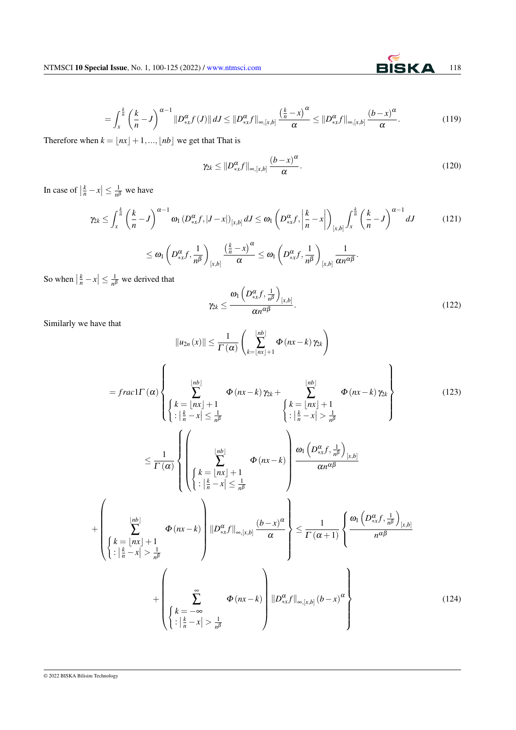$$= \int_x^{\frac{k}{n}} \left(\frac{k}{n} - J\right)^{\alpha-1} \|D_{*x}^{\alpha} f(J)\| \, dJ \leq \|D_{*x}^{\alpha} f\|_{\infty,[x,b]} \frac{\left(\frac{k}{n} - x\right)^{\alpha}}{\alpha} \leq \|D_{*x}^{\alpha} f\|_{\infty,[x,b]} \frac{(b-x)^{\alpha}}{\alpha}. \tag{119}$$

Therefore when $k = \lfloor nx \rfloor + 1, ..., \lfloor nb \rfloor$ we get that That is

$$\gamma_{2k} \leq \|D_{*x}^{\alpha} f\|_{\infty,[x,b]} \frac{(b-x)^{\alpha}}{\alpha}. \tag{120}$$

In case of $\left|\frac{k}{n} - x\right| \leq \frac{1}{n^{\beta}}$ we have

$$\gamma_{2k} \leq \int_x^{\frac{k}{n}} \left(\frac{k}{n} - J\right)^{\alpha-1} \omega_1 \left(D_{*x}^{\alpha} f, |J-x|\right)_{[x,b]} dJ \leq \omega_1 \left(D_{*x}^{\alpha} f, \left|\frac{k}{n} - x\right|\right)_{[x,b]} \int_x^{\frac{k}{n}} \left(\frac{k}{n} - J\right)^{\alpha-1} dJ \tag{121}$$

$$\leq \omega_1 \left(D_{*x}^{\alpha} f, \frac{1}{n^{\beta}}\right)_{[x,b]} \frac{\left(\frac{k}{n} - x\right)^{\alpha}}{\alpha} \leq \omega_1 \left(D_{*x}^{\alpha} f, \frac{1}{n^{\beta}}\right)_{[x,b]} \frac{1}{\alpha n^{\alpha\beta}}.$$

So when $\left|\frac{k}{n} - x\right| \leq \frac{1}{n^{\beta}}$ we derived that

$$\gamma_{2k} \leq \frac{\omega_1 \left(D_{*x}^{\alpha} f, \frac{1}{n^{\beta}}\right)_{[x,b]}}{\alpha n^{\alpha\beta}}. \tag{122}$$

Similarly we have that

$$\|u_{2n}(x)\| \leq \frac{1}{\Gamma(\alpha)} \left( \sum_{k=\lfloor nx \rfloor+1}^{\lfloor nb \rfloor} \Phi(nx-k) \gamma_{2k} \right)$$

$$= frac1\Gamma(\alpha) \left\{ \sum_{\substack{k = \lfloor nx \rfloor + 1 \\ : \left|\frac{k}{n} - x\right| \leq \frac{1}{n^{\beta}}}}^{\lfloor nb \rfloor} \Phi(nx-k) \gamma_{2k} + \sum_{\substack{k = \lfloor nx \rfloor + 1 \\ : \left|\frac{k}{n} - x\right| > \frac{1}{n^{\beta}}}}^{\lfloor nb \rfloor} \Phi(nx-k) \gamma_{2k} \right\} \tag{123}$$

$$\leq \frac{1}{\Gamma(\alpha)} \left\{ \left( \sum_{\substack{k = \lfloor nx \rfloor + 1 \\ : \left|\frac{k}{n} - x\right| \leq \frac{1}{n^{\beta}}}}^{\lfloor nb \rfloor} \Phi(nx-k) \right) \frac{\omega_1 \left(D_{*x}^{\alpha} f, \frac{1}{n^{\beta}}\right)_{[x,b]}}{\alpha n^{\alpha\beta}} \right.$$

$$\left. + \left( \sum_{\substack{k = \lfloor nx \rfloor + 1 \\ : \left|\frac{k}{n} - x\right| > \frac{1}{n^{\beta}}}}^{\lfloor nb \rfloor} \Phi(nx-k) \right) \|D_{*x}^{\alpha} f\|_{\infty,[x,b]} \frac{(b-x)^{\alpha}}{\alpha} \right\} \leq \frac{1}{\Gamma(\alpha+1)} \left\{ \frac{\omega_1 \left(D_{*x}^{\alpha} f, \frac{1}{n^{\beta}}\right)_{[x,b]}}{n^{\alpha\beta}} \right.$$

$$\left. + \left( \sum_{\substack{k = -\infty \\ : \left|\frac{k}{n} - x\right| > \frac{1}{n^{\beta}}}}^{\infty} \Phi(nx-k) \right) \|D_{*x}^{\alpha} f\|_{\infty,[x,b]} (b-x)^{\alpha} \right\} \tag{124}$$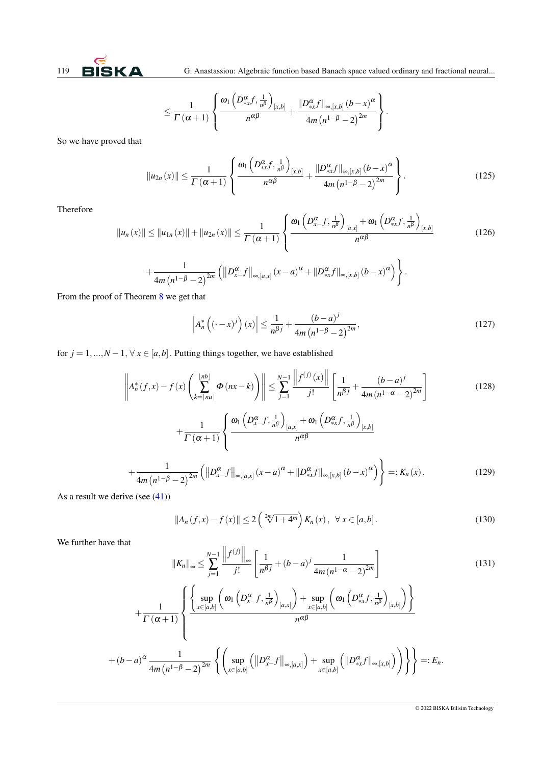$$\leq \frac{1}{\Gamma(\alpha+1)}\left\{\frac{\omega_1\left(D_{*x}^{\alpha}f,\frac{1}{n^{\beta}}\right)_{[x,b]}}{n^{\alpha\beta}}+\frac{\|D_{*x}^{\alpha}f\|_{\infty,[x,b]}(b-x)^{\alpha}}{4m\left(n^{1-\beta}-2\right)^{2m}}\right\}.$$

So we have proved that

$$\|u_{2n}(x)\|\leq \frac{1}{\Gamma(\alpha+1)}\left\{\frac{\omega_1\left(D_{*x}^{\alpha}f,\frac{1}{n^{\beta}}\right)_{[x,b]}}{n^{\alpha\beta}}+\frac{\|D_{*x}^{\alpha}f\|_{\infty,[x,b]}(b-x)^{\alpha}}{4m\left(n^{1-\beta}-2\right)^{2m}}\right\}. \tag{125}$$

Therefore

$$\|u_n(x)\|\leq\|u_{1n}(x)\|+\|u_{2n}(x)\|\leq \frac{1}{\Gamma(\alpha+1)}\left\{\frac{\omega_1\left(D_{x-}^{\alpha}f,\frac{1}{n^{\beta}}\right)_{[a,x]}+\omega_1\left(D_{*x}^{\alpha}f,\frac{1}{n^{\beta}}\right)_{[x,b]}}{n^{\alpha\beta}}\right. \tag{126}$$

$$\left.+\frac{1}{4m\left(n^{1-\beta}-2\right)^{2m}}\left(\|D_{x-}^{\alpha}f\|_{\infty,[a,x]}(x-a)^{\alpha}+\|D_{*x}^{\alpha}f\|_{\infty,[x,b]}(b-x)^{\alpha}\right)\right\}.$$

From the proof of Theorem 8 we get that

$$\left|A_n^*\left((\cdot-x)^j\right)(x)\right|\leq\frac{1}{n^{\beta j}}+\frac{(b-a)^j}{4m\left(n^{1-\beta}-2\right)^{2m}}, \tag{127}$$

for $j=1,...,N-1$, $\forall\, x\in[a,b]$. Putting things together, we have established

$$\left\|A_n^*(f,x)-f(x)\left(\sum_{k=\lceil na\rceil}^{\lfloor nb\rfloor}\Phi(nx-k)\right)\right\|\leq\sum_{j=1}^{N-1}\frac{\left\|f^{(j)}(x)\right\|}{j!}\left[\frac{1}{n^{\beta j}}+\frac{(b-a)^j}{4m\left(n^{1-\alpha}-2\right)^{2m}}\right] \tag{128}$$

$$+\frac{1}{\Gamma(\alpha+1)}\left\{\frac{\omega_1\left(D_{x-}^{\alpha}f,\frac{1}{n^{\beta}}\right)_{[a,x]}+\omega_1\left(D_{*x}^{\alpha}f,\frac{1}{n^{\beta}}\right)_{[x,b]}}{n^{\alpha\beta}}\right.$$

$$\left.+\frac{1}{4m\left(n^{1-\beta}-2\right)^{2m}}\left(\|D_{x-}^{\alpha}f\|_{\infty,[a,x]}(x-a)^{\alpha}+\|D_{*x}^{\alpha}f\|_{\infty,[x,b]}(b-x)^{\alpha}\right)\right\}=:K_n(x). \tag{129}$$

As a result we derive (see (41))

$$\|A_n(f,x)-f(x)\|\leq 2\left(\sqrt[2m]{1+4^m}\right)K_n(x),\quad \forall\, x\in[a,b]. \tag{130}$$

We further have that

$$\|K_n\|_{\infty}\leq\sum_{j=1}^{N-1}\frac{\left\|f^{(j)}\right\|_{\infty}}{j!}\left[\frac{1}{n^{\beta j}}+(b-a)^j\frac{1}{4m\left(n^{1-\alpha}-2\right)^{2m}}\right] \tag{131}$$

$$+\frac{1}{\Gamma(\alpha+1)}\left\{\frac{\left\{\sup\limits_{x\in[a,b]}\left(\omega_1\left(D_{x-}^{\alpha}f,\frac{1}{n^{\beta}}\right)_{[a,x]}\right)+\sup\limits_{x\in[a,b]}\left(\omega_1\left(D_{*x}^{\alpha}f,\frac{1}{n^{\beta}}\right)_{[x,b]}\right)\right\}}{n^{\alpha\beta}}\right.$$

$$\left.+(b-a)^{\alpha}\frac{1}{4m\left(n^{1-\beta}-2\right)^{2m}}\left\{\left(\sup_{x\in[a,b]}\left(\|D_{x-}^{\alpha}f\|_{\infty,[a,x]}\right)+\sup_{x\in[a,b]}\left(\|D_{*x}^{\alpha}f\|_{\infty,[x,b]}\right)\right)\right\}\right\}=:E_n.$$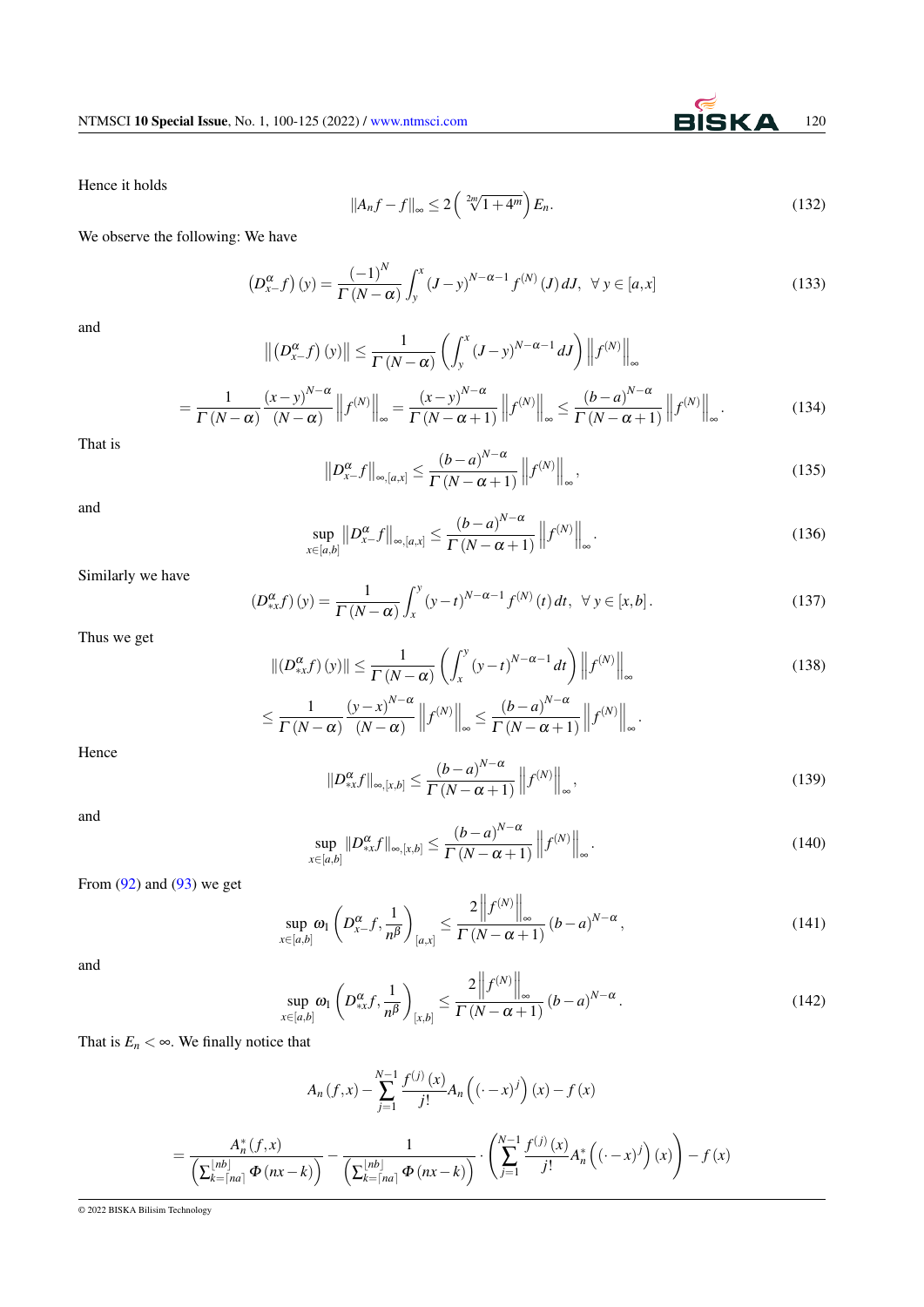Hence it holds

$$\|A_n f - f\|_\infty \leq 2\left(\sqrt[2m]{1+4^m}\right) E_n. \tag{132}$$

We observe the following: We have

$$\left(D_{x-}^{\alpha} f\right)(y) = \frac{(-1)^N}{\Gamma(N-\alpha)} \int_y^x (J-y)^{N-\alpha-1} f^{(N)}(J)\, dJ, \ \ \forall\, y \in [a,x] \tag{133}$$

and

$$\left\|\left(D_{x-}^{\alpha} f\right)(y)\right\| \leq \frac{1}{\Gamma(N-\alpha)} \left(\int_y^x (J-y)^{N-\alpha-1} dJ\right) \left\|f^{(N)}\right\|_\infty$$

$$= \frac{1}{\Gamma(N-\alpha)} \frac{(x-y)^{N-\alpha}}{(N-\alpha)} \left\|f^{(N)}\right\|_\infty = \frac{(x-y)^{N-\alpha}}{\Gamma(N-\alpha+1)} \left\|f^{(N)}\right\|_\infty \leq \frac{(b-a)^{N-\alpha}}{\Gamma(N-\alpha+1)} \left\|f^{(N)}\right\|_\infty. \tag{134}$$

That is

$$\left\|D_{x-}^{\alpha} f\right\|_{\infty,[a,x]} \leq \frac{(b-a)^{N-\alpha}}{\Gamma(N-\alpha+1)} \left\|f^{(N)}\right\|_\infty, \tag{135}$$

and

$$\sup_{x\in[a,b]} \left\|D_{x-}^{\alpha} f\right\|_{\infty,[a,x]} \leq \frac{(b-a)^{N-\alpha}}{\Gamma(N-\alpha+1)} \left\|f^{(N)}\right\|_\infty. \tag{136}$$

Similarly we have

$$\left(D_{*x}^{\alpha} f\right)(y) = \frac{1}{\Gamma(N-\alpha)} \int_x^y (y-t)^{N-\alpha-1} f^{(N)}(t)\, dt, \ \ \forall\, y \in [x,b]. \tag{137}$$

Thus we get

$$\left\|\left(D_{*x}^{\alpha} f\right)(y)\right\| \leq \frac{1}{\Gamma(N-\alpha)} \left(\int_x^y (y-t)^{N-\alpha-1} dt\right) \left\|f^{(N)}\right\|_\infty \tag{138}$$

$$\leq \frac{1}{\Gamma(N-\alpha)} \frac{(y-x)^{N-\alpha}}{(N-\alpha)} \left\|f^{(N)}\right\|_\infty \leq \frac{(b-a)^{N-\alpha}}{\Gamma(N-\alpha+1)} \left\|f^{(N)}\right\|_\infty.$$

Hence

$$\left\|D_{*x}^{\alpha} f\right\|_{\infty,[x,b]} \leq \frac{(b-a)^{N-\alpha}}{\Gamma(N-\alpha+1)} \left\|f^{(N)}\right\|_\infty, \tag{139}$$

and

$$\sup_{x\in[a,b]} \left\|D_{*x}^{\alpha} f\right\|_{\infty,[x,b]} \leq \frac{(b-a)^{N-\alpha}}{\Gamma(N-\alpha+1)} \left\|f^{(N)}\right\|_\infty. \tag{140}$$

From (92) and (93) we get

$$\sup_{x\in[a,b]} \omega_1\left(D_{x-}^{\alpha} f, \frac{1}{n^\beta}\right)_{[a,x]} \leq \frac{2\left\|f^{(N)}\right\|_\infty}{\Gamma(N-\alpha+1)} (b-a)^{N-\alpha}, \tag{141}$$

and

$$\sup_{x\in[a,b]} \omega_1\left(D_{*x}^{\alpha} f, \frac{1}{n^\beta}\right)_{[x,b]} \leq \frac{2\left\|f^{(N)}\right\|_\infty}{\Gamma(N-\alpha+1)} (b-a)^{N-\alpha}. \tag{142}$$

That is $E_n < \infty$. We finally notice that

$$A_n(f,x) - \sum_{j=1}^{N-1} \frac{f^{(j)}(x)}{j!} A_n\left((\cdot - x)^j\right)(x) - f(x)$$

$$= \frac{A_n^*(f,x)}{\left(\sum_{k=\lceil na \rceil}^{\lfloor nb \rfloor} \Phi(nx-k)\right)} - \frac{1}{\left(\sum_{k=\lceil na \rceil}^{\lfloor nb \rfloor} \Phi(nx-k)\right)} \cdot \left(\sum_{j=1}^{N-1} \frac{f^{(j)}(x)}{j!} A_n^*\left((\cdot - x)^j\right)(x)\right) - f(x)$$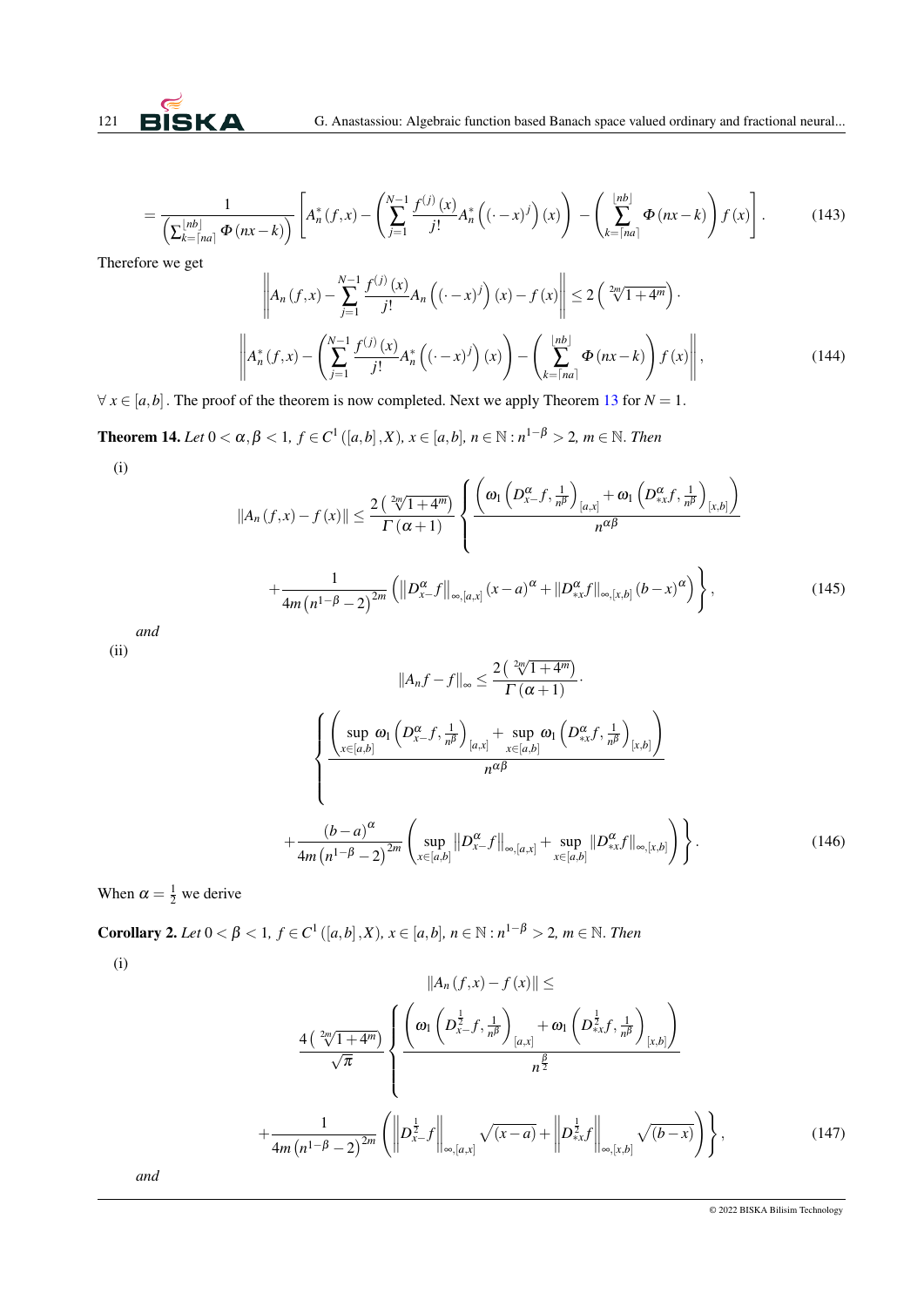$$= \frac{1}{\left(\sum_{k=\lceil na \rceil}^{\lfloor nb \rfloor} \Phi(nx-k)\right)} \left[ A_n^*(f,x) - \left( \sum_{j=1}^{N-1} \frac{f^{(j)}(x)}{j!} A_n^*\left((\cdot - x)^j\right)(x) \right) - \left( \sum_{k=\lceil na \rceil}^{\lfloor nb \rfloor} \Phi(nx-k) \right) f(x) \right]. \tag{143}$$

Therefore we get

$$\left\| A_n(f,x) - \sum_{j=1}^{N-1} \frac{f^{(j)}(x)}{j!} A_n\left((\cdot - x)^j\right)(x) - f(x) \right\| \leq 2\left(\sqrt[2m]{1+4^m}\right) \cdot$$

$$\left\| A_n^*(f,x) - \left( \sum_{j=1}^{N-1} \frac{f^{(j)}(x)}{j!} A_n^*\left((\cdot - x)^j\right)(x) \right) - \left( \sum_{k=\lceil na \rceil}^{\lfloor nb \rfloor} \Phi(nx-k) \right) f(x) \right\|, \tag{144}$$

$\forall\, x \in [a,b]$. The proof of the theorem is now completed. Next we apply Theorem 13 for $N = 1$.

**Theorem 14.** *Let $0 < \alpha, \beta < 1$, $f \in C^1([a,b],X)$, $x \in [a,b]$, $n \in \mathbb{N} : n^{1-\beta} > 2$, $m \in \mathbb{N}$. Then*

(i)

$$\|A_n(f,x) - f(x)\| \leq \frac{2\left(\sqrt[2m]{1+4^m}\right)}{\Gamma(\alpha+1)} \left\{ \frac{\left( \omega_1\left(D_{x-}^{\alpha} f, \frac{1}{n^{\beta}}\right)_{[a,x]} + \omega_1\left(D_{*x}^{\alpha} f, \frac{1}{n^{\beta}}\right)_{[x,b]} \right)}{n^{\alpha\beta}} \right.$$

$$\left. + \frac{1}{4m\left(n^{1-\beta}-2\right)^{2m}} \left( \left\|D_{x-}^{\alpha} f\right\|_{\infty,[a,x]} (x-a)^{\alpha} + \left\|D_{*x}^{\alpha} f\right\|_{\infty,[x,b]} (b-x)^{\alpha} \right) \right\}, \tag{145}$$

*and*

(ii)

$$\|A_n f - f\|_{\infty} \leq \frac{2\left(\sqrt[2m]{1+4^m}\right)}{\Gamma(\alpha+1)} \cdot$$

$$\left\{ \frac{\left( \sup_{x\in[a,b]} \omega_1\left(D_{x-}^{\alpha} f, \frac{1}{n^{\beta}}\right)_{[a,x]} + \sup_{x\in[a,b]} \omega_1\left(D_{*x}^{\alpha} f, \frac{1}{n^{\beta}}\right)_{[x,b]} \right)}{n^{\alpha\beta}} \right.$$

$$\left. + \frac{(b-a)^{\alpha}}{4m\left(n^{1-\beta}-2\right)^{2m}} \left( \sup_{x\in[a,b]} \left\|D_{x-}^{\alpha} f\right\|_{\infty,[a,x]} + \sup_{x\in[a,b]} \left\|D_{*x}^{\alpha} f\right\|_{\infty,[x,b]} \right) \right\}. \tag{146}$$

When $\alpha = \frac{1}{2}$ we derive

**Corollary 2.** *Let $0 < \beta < 1$, $f \in C^1([a,b],X)$, $x \in [a,b]$, $n \in \mathbb{N} : n^{1-\beta} > 2$, $m \in \mathbb{N}$. Then*

(i)

$$\|A_n(f,x) - f(x)\| \leq$$

$$\frac{4\left(\sqrt[2m]{1+4^m}\right)}{\sqrt{\pi}} \left\{ \frac{\left( \omega_1\left(D_{x-}^{\frac{1}{2}} f, \frac{1}{n^{\beta}}\right)_{[a,x]} + \omega_1\left(D_{*x}^{\frac{1}{2}} f, \frac{1}{n^{\beta}}\right)_{[x,b]} \right)}{n^{\frac{\beta}{2}}} \right.$$

$$\left. + \frac{1}{4m\left(n^{1-\beta}-2\right)^{2m}} \left( \left\|D_{x-}^{\frac{1}{2}} f\right\|_{\infty,[a,x]} \sqrt{(x-a)} + \left\|D_{*x}^{\frac{1}{2}} f\right\|_{\infty,[x,b]} \sqrt{(b-x)} \right) \right\}, \tag{147}$$

*and*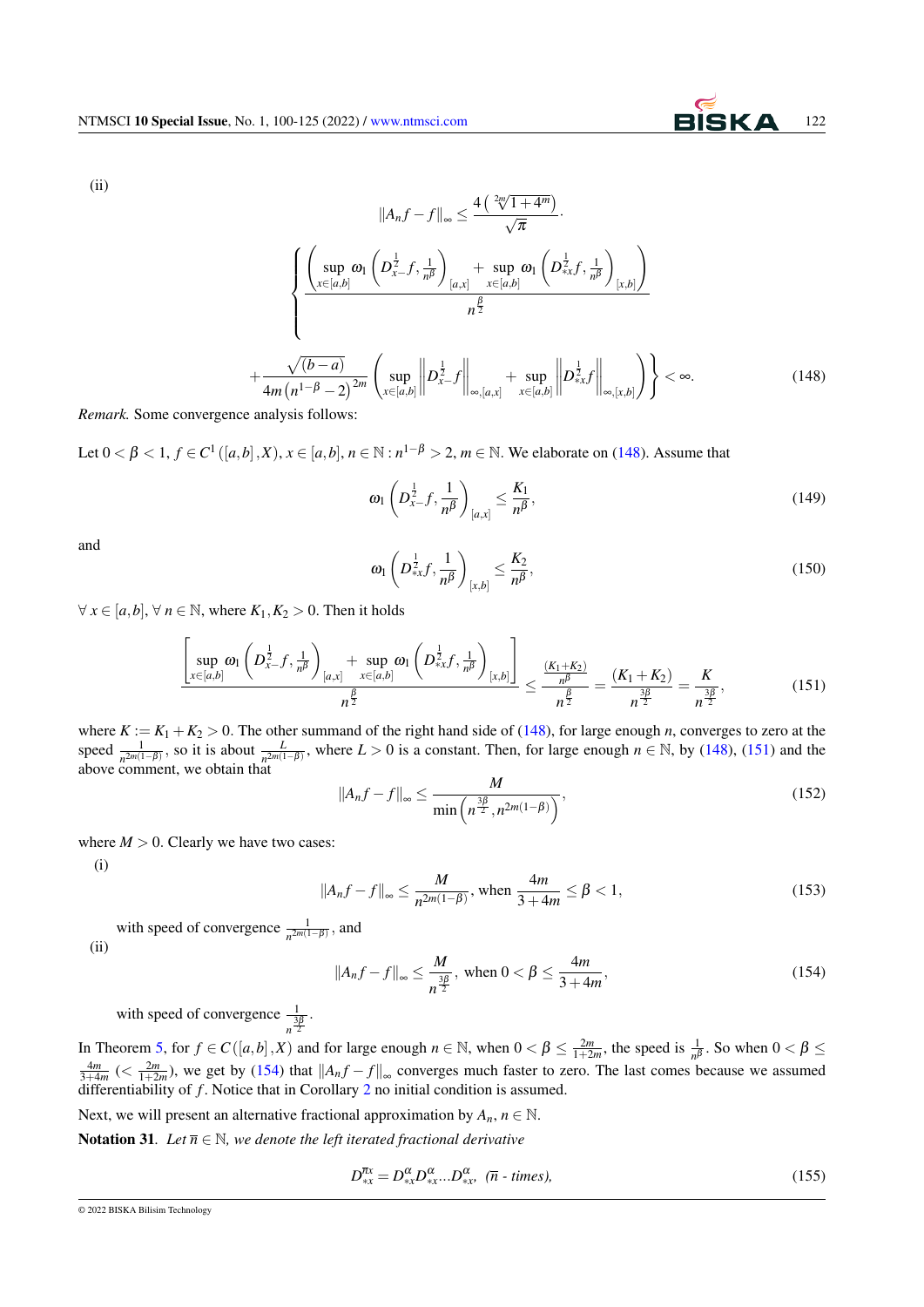(ii)

$$\|A_n f - f\|_\infty \leq \frac{4\left(\sqrt[2m]{1+4^m}\right)}{\sqrt{\pi}} \cdot$$

$$\left\{ \frac{\left( \sup_{x\in[a,b]} \omega_1 \left( D_{x-}^{\frac{1}{2}} f, \frac{1}{n^\beta} \right)_{[a,x]} + \sup_{x\in[a,b]} \omega_1 \left( D_{*x}^{\frac{1}{2}} f, \frac{1}{n^\beta} \right)_{[x,b]} \right)}{n^{\frac{\beta}{2}}} \right.$$

$$\left. + \frac{\sqrt{(b-a)}}{4m\left(n^{1-\beta}-2\right)^{2m}} \left( \sup_{x\in[a,b]} \left\| D_{x-}^{\frac{1}{2}} f \right\|_{\infty,[a,x]} + \sup_{x\in[a,b]} \left\| D_{*x}^{\frac{1}{2}} f \right\|_{\infty,[x,b]} \right) \right\} < \infty. \tag{148}$$

*Remark.* Some convergence analysis follows:

Let $0 < \beta < 1$, $f \in C^1([a,b],X)$, $x \in [a,b]$, $n \in \mathbb{N} : n^{1-\beta} > 2$, $m \in \mathbb{N}$. We elaborate on (148). Assume that

$$\omega_1 \left( D_{x-}^{\frac{1}{2}} f, \frac{1}{n^\beta} \right)_{[a,x]} \leq \frac{K_1}{n^\beta}, \tag{149}$$

and

$$\omega_1 \left( D_{*x}^{\frac{1}{2}} f, \frac{1}{n^\beta} \right)_{[x,b]} \leq \frac{K_2}{n^\beta}, \tag{150}$$

$\forall\, x \in [a,b]$, $\forall\, n \in \mathbb{N}$, where $K_1, K_2 > 0$. Then it holds

$$\frac{\left[ \sup_{x\in[a,b]} \omega_1 \left( D_{x-}^{\frac{1}{2}} f, \frac{1}{n^\beta} \right)_{[a,x]} + \sup_{x\in[a,b]} \omega_1 \left( D_{*x}^{\frac{1}{2}} f, \frac{1}{n^\beta} \right)_{[x,b]} \right]}{n^{\frac{\beta}{2}}} \leq \frac{\frac{(K_1+K_2)}{n^\beta}}{n^{\frac{\beta}{2}}} = \frac{(K_1+K_2)}{n^{\frac{3\beta}{2}}} = \frac{K}{n^{\frac{3\beta}{2}}}, \tag{151}$$

where $K := K_1 + K_2 > 0$. The other summand of the right hand side of (148), for large enough $n$, converges to zero at the speed $\frac{1}{n^{2m(1-\beta)}}$, so it is about $\frac{L}{n^{2m(1-\beta)}}$, where $L > 0$ is a constant. Then, for large enough $n \in \mathbb{N}$, by (148), (151) and the above comment, we obtain that

$$\|A_n f - f\|_\infty \leq \frac{M}{\min\left(n^{\frac{3\beta}{2}}, n^{2m(1-\beta)}\right)}, \tag{152}$$

where $M > 0$. Clearly we have two cases:

(i)

$$\|A_n f - f\|_\infty \leq \frac{M}{n^{2m(1-\beta)}}, \text{ when } \frac{4m}{3+4m} \leq \beta < 1, \tag{153}$$

with speed of convergence $\frac{1}{n^{2m(1-\beta)}}$, and

(ii)

$$\|A_n f - f\|_\infty \leq \frac{M}{n^{\frac{3\beta}{2}}}, \text{ when } 0 < \beta \leq \frac{4m}{3+4m}, \tag{154}$$

with speed of convergence $\frac{1}{n^{\frac{3\beta}{2}}}$.

In Theorem 5, for $f \in C([a,b],X)$ and for large enough $n \in \mathbb{N}$, when $0 < \beta \leq \frac{2m}{1+2m}$, the speed is $\frac{1}{n^\beta}$. So when $0 < \beta \leq \frac{4m}{3+4m}$ $\left(< \frac{2m}{1+2m}\right)$, we get by (154) that $\|A_n f - f\|_\infty$ converges much faster to zero. The last comes because we assumed differentiability of $f$. Notice that in Corollary 2 no initial condition is assumed.

Next, we will present an alternative fractional approximation by $A_n$, $n \in \mathbb{N}$.

**Notation 31.** *Let $\overline{n} \in \mathbb{N}$, we denote the left iterated fractional derivative*

$$D_{*x}^{\overline{n}\alpha} = D_{*x}^{\alpha} D_{*x}^{\alpha} \ldots D_{*x}^{\alpha}, \ \ (\overline{n}\text{ - times}), \tag{155}$$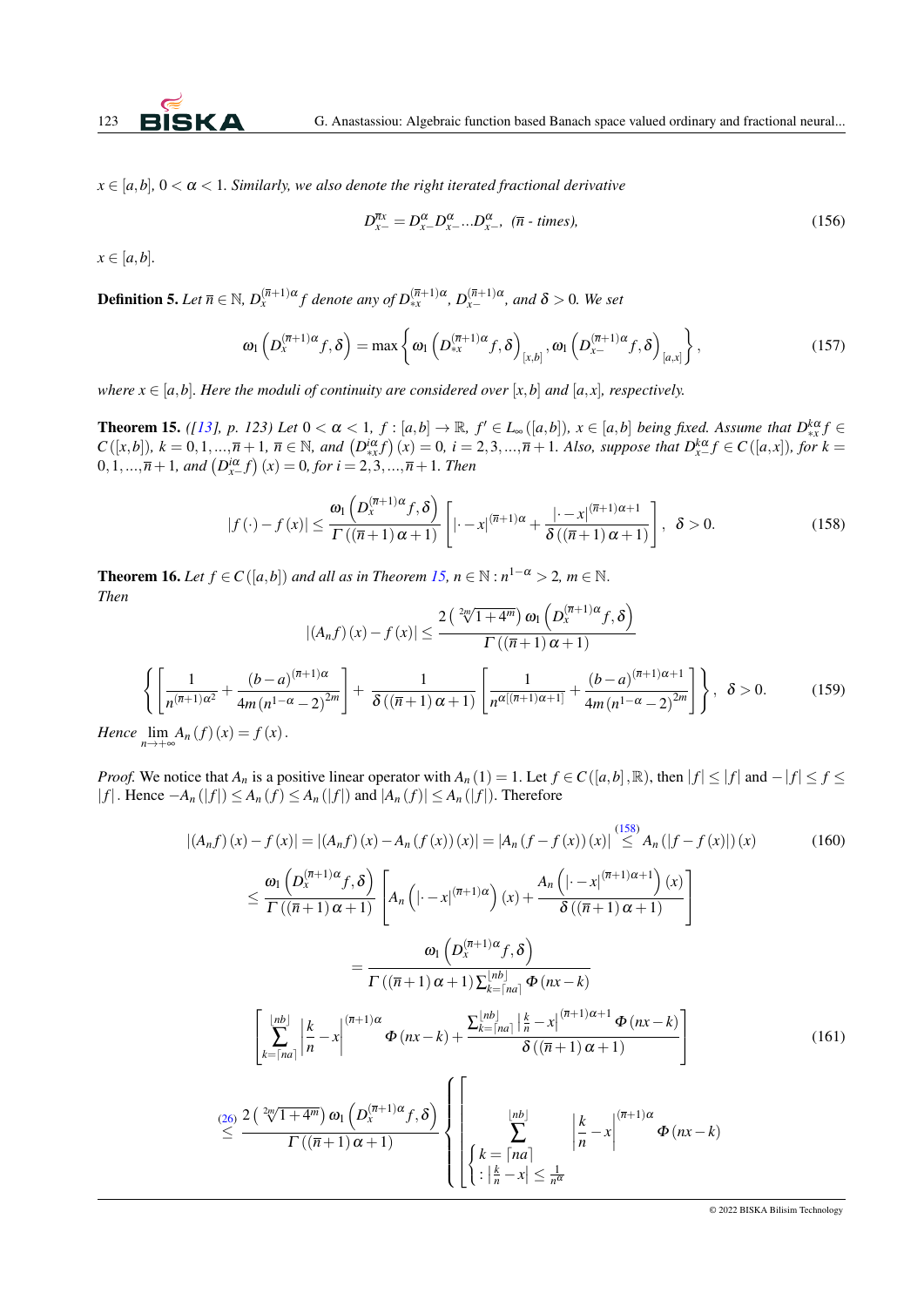$x \in [a,b]$, $0 < \alpha < 1$. *Similarly, we also denote the right iterated fractional derivative*

$$D_{x-}^{\overline{n}x} = D_{x-}^{\alpha} D_{x-}^{\alpha} ... D_{x-}^{\alpha}, \ (\overline{n} \text{ - times}), \tag{156}$$

$x \in [a,b]$.

**Definition 5.** *Let $\overline{n} \in \mathbb{N}$, $D_x^{(\overline{n}+1)\alpha} f$ denote any of $D_{*x}^{(\overline{n}+1)\alpha}$, $D_{x-}^{(\overline{n}+1)\alpha}$, and $\delta > 0$. We set*

$$\omega_1 \left( D_x^{(\overline{n}+1)\alpha} f, \delta \right) = \max \left\{ \omega_1 \left( D_{*x}^{(\overline{n}+1)\alpha} f, \delta \right)_{[x,b]}, \omega_1 \left( D_{x-}^{(\overline{n}+1)\alpha} f, \delta \right)_{[a,x]} \right\}, \tag{157}$$

*where $x \in [a,b]$. Here the moduli of continuity are considered over $[x,b]$ and $[a,x]$, respectively.*

**Theorem 15.** *([13], p. 123) Let $0 < \alpha < 1$, $f : [a,b] \to \mathbb{R}$, $f' \in L_\infty([a,b])$, $x \in [a,b]$ being fixed. Assume that $D_{*x}^{k\alpha} f \in C([x,b])$, $k = 0,1,...,\overline{n}+1$, $\overline{n} \in \mathbb{N}$, and $\left(D_{*x}^{i\alpha} f\right)(x) = 0$, $i = 2,3,...,\overline{n}+1$. Also, suppose that $D_{x-}^{k\alpha} f \in C([a,x])$, for $k = 0,1,...,\overline{n}+1$, and $\left(D_{x-}^{i\alpha} f\right)(x) = 0$, for $i = 2,3,...,\overline{n}+1$. Then*

$$|f(\cdot) - f(x)| \leq \frac{\omega_1 \left( D_x^{(\overline{n}+1)\alpha} f, \delta \right)}{\Gamma((\overline{n}+1)\alpha+1)} \left[ |\cdot - x|^{(\overline{n}+1)\alpha} + \frac{|\cdot - x|^{(\overline{n}+1)\alpha+1}}{\delta((\overline{n}+1)\alpha+1)} \right], \ \ \delta > 0. \tag{158}$$

**Theorem 16.** *Let $f \in C([a,b])$ and all as in Theorem 15, $n \in \mathbb{N} : n^{1-\alpha} > 2$, $m \in \mathbb{N}$. Then*

$$|(A_n f)(x) - f(x)| \leq \frac{2\left(\sqrt[2m]{1+4^m}\right) \omega_1 \left( D_x^{(\overline{n}+1)\alpha} f, \delta \right)}{\Gamma((\overline{n}+1)\alpha+1)}$$

$$\left\{ \left[ \frac{1}{n^{(\overline{n}+1)\alpha^2}} + \frac{(b-a)^{(\overline{n}+1)\alpha}}{4m(n^{1-\alpha}-2)^{2m}} \right] + \frac{1}{\delta((\overline{n}+1)\alpha+1)} \left[ \frac{1}{n^{\alpha[(\overline{n}+1)\alpha+1]}} + \frac{(b-a)^{(\overline{n}+1)\alpha+1}}{4m(n^{1-\alpha}-2)^{2m}} \right] \right\}, \ \ \delta > 0. \tag{159}$$

*Hence* $\lim_{n \to +\infty} A_n(f)(x) = f(x)$.

*Proof.* We notice that $A_n$ is a positive linear operator with $A_n(1) = 1$. Let $f \in C([a,b],\mathbb{R})$, then $|f| \leq |f|$ and $-|f| \leq f \leq |f|$. Hence $-A_n(|f|) \leq A_n(f) \leq A_n(|f|)$ and $|A_n(f)| \leq A_n(|f|)$. Therefore

$$|(A_n f)(x) - f(x)| = |(A_n f)(x) - A_n(f(x))(x)| = |A_n(f - f(x))(x)| \overset{(158)}{\leq} A_n(|f - f(x)|)(x) \tag{160}$$

$$\leq \frac{\omega_1 \left( D_x^{(\overline{n}+1)\alpha} f, \delta \right)}{\Gamma((\overline{n}+1)\alpha+1)} \left[ A_n\left( |\cdot - x|^{(\overline{n}+1)\alpha} \right)(x) + \frac{A_n\left( |\cdot - x|^{(\overline{n}+1)\alpha+1} \right)(x)}{\delta((\overline{n}+1)\alpha+1)} \right]$$

$$= \frac{\omega_1 \left( D_x^{(\overline{n}+1)\alpha} f, \delta \right)}{\Gamma((\overline{n}+1)\alpha+1) \sum_{k=\lceil na \rceil}^{\lfloor nb \rfloor} \Phi(nx-k)}$$

$$\left[ \sum_{k=\lceil na \rceil}^{\lfloor nb \rfloor} \left| \frac{k}{n} - x \right|^{(\overline{n}+1)\alpha} \Phi(nx-k) + \frac{\sum_{k=\lceil na \rceil}^{\lfloor nb \rfloor} \left| \frac{k}{n} - x \right|^{(\overline{n}+1)\alpha+1} \Phi(nx-k)}{\delta((\overline{n}+1)\alpha+1)} \right] \tag{161}$$

$$\overset{(26)}{\leq} \frac{2\left(\sqrt[2m]{1+4^m}\right) \omega_1 \left( D_x^{(\overline{n}+1)\alpha} f, \delta \right)}{\Gamma((\overline{n}+1)\alpha+1)} \left\{ \left[ \sum_{\substack{k = \lceil na \rceil \\ : \left| \frac{k}{n} - x \right| \leq \frac{1}{n^\alpha}}}^{\lfloor nb \rfloor} \left| \frac{k}{n} - x \right|^{(\overline{n}+1)\alpha} \Phi(nx-k) \right. \right.$$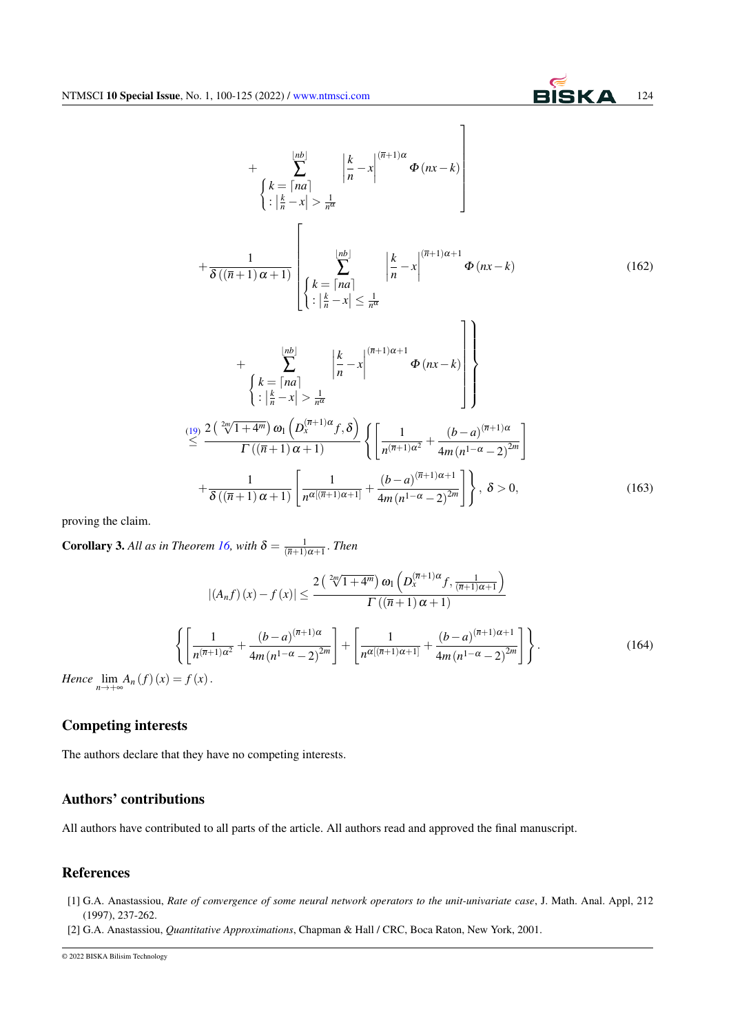$$
+ \sum_{\substack{k = \lceil na \rceil \\ : \left| \frac{k}{n} - x \right| > \frac{1}{n^{\alpha}}}}^{\lfloor nb \rfloor} \left| \frac{k}{n} - x \right|^{(\overline{n}+1)\alpha} \Phi(nx-k) \Bigg]
$$

$$
+ \frac{1}{\delta ((\overline{n}+1)\alpha+1)} \left[ \sum_{\substack{k = \lceil na \rceil \\ : \left| \frac{k}{n} - x \right| \leq \frac{1}{n^{\alpha}}}}^{\lfloor nb \rfloor} \left| \frac{k}{n} - x \right|^{(\overline{n}+1)\alpha+1} \Phi(nx-k) \right. \tag{162}
$$

$$
\left. \left. + \sum_{\substack{k = \lceil na \rceil \\ : \left| \frac{k}{n} - x \right| > \frac{1}{n^{\alpha}}}}^{\lfloor nb \rfloor} \left| \frac{k}{n} - x \right|^{(\overline{n}+1)\alpha+1} \Phi(nx-k) \right] \right\}
$$

$$
\overset{(19)}{\leq} \frac{2\left(\sqrt[2m]{1+4^m}\right) \omega_1 \left(D_x^{(\overline{n}+1)\alpha} f, \delta\right)}{\Gamma((\overline{n}+1)\alpha+1)} \left\{ \left[ \frac{1}{n^{(\overline{n}+1)\alpha^2}} + \frac{(b-a)^{(\overline{n}+1)\alpha}}{4m\left(n^{1-\alpha}-2\right)^{2m}} \right] \right.
$$

$$
\left. + \frac{1}{\delta((\overline{n}+1)\alpha+1)} \left[ \frac{1}{n^{\alpha[(\overline{n}+1)\alpha+1]}} + \frac{(b-a)^{(\overline{n}+1)\alpha+1}}{4m\left(n^{1-\alpha}-2\right)^{2m}} \right] \right\}, \ \delta > 0, \tag{163}
$$

proving the claim.

**Corollary 3.** *All as in Theorem 16, with $\delta = \frac{1}{(\overline{n}+1)\alpha+1}$. Then*

$$
|(A_n f)(x) - f(x)| \leq \frac{2\left(\sqrt[2m]{1+4^m}\right) \omega_1 \left(D_x^{(\overline{n}+1)\alpha} f, \frac{1}{(\overline{n}+1)\alpha+1}\right)}{\Gamma((\overline{n}+1)\alpha+1)}
$$

$$
\left\{ \left[ \frac{1}{n^{(\overline{n}+1)\alpha^2}} + \frac{(b-a)^{(\overline{n}+1)\alpha}}{4m\left(n^{1-\alpha}-2\right)^{2m}} \right] + \left[ \frac{1}{n^{\alpha[(\overline{n}+1)\alpha+1]}} + \frac{(b-a)^{(\overline{n}+1)\alpha+1}}{4m\left(n^{1-\alpha}-2\right)^{2m}} \right] \right\}. \tag{164}
$$

*Hence* $\lim_{n\to+\infty} A_n(f)(x) = f(x)$.

## Competing interests

The authors declare that they have no competing interests.

## Authors' contributions

All authors have contributed to all parts of the article. All authors read and approved the final manuscript.

## References

[1] G.A. Anastassiou, *Rate of convergence of some neural network operators to the unit-univariate case*, J. Math. Anal. Appl, 212 (1997), 237-262.

[2] G.A. Anastassiou, *Quantitative Approximations*, Chapman & Hall / CRC, Boca Raton, New York, 2001.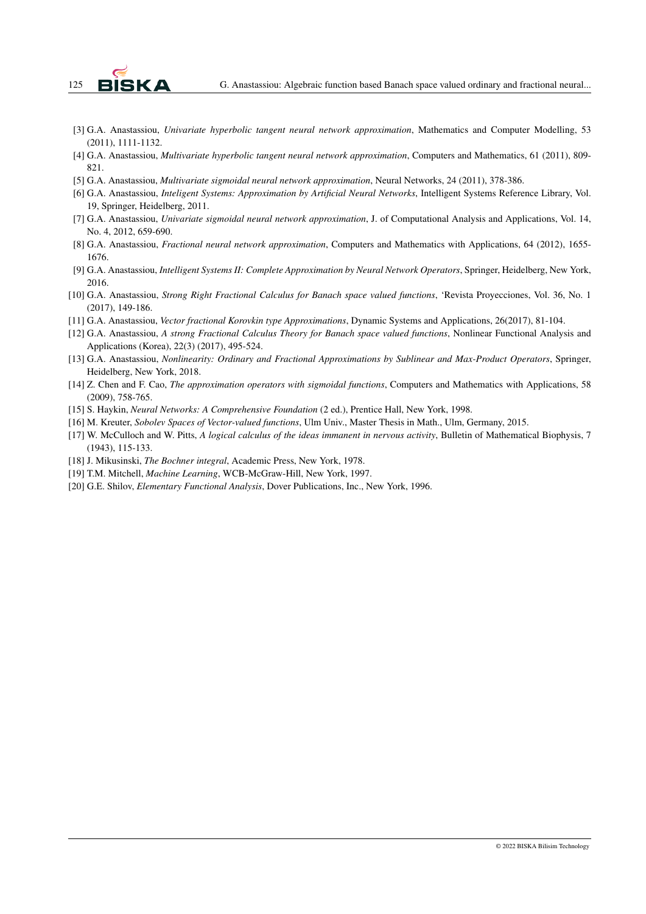[3] G.A. Anastassiou, *Univariate hyperbolic tangent neural network approximation*, Mathematics and Computer Modelling, 53 (2011), 1111-1132.

[4] G.A. Anastassiou, *Multivariate hyperbolic tangent neural network approximation*, Computers and Mathematics, 61 (2011), 809-821.

[5] G.A. Anastassiou, *Multivariate sigmoidal neural network approximation*, Neural Networks, 24 (2011), 378-386.

[6] G.A. Anastassiou, *Inteligent Systems: Approximation by Artificial Neural Networks*, Intelligent Systems Reference Library, Vol. 19, Springer, Heidelberg, 2011.

[7] G.A. Anastassiou, *Univariate sigmoidal neural network approximation*, J. of Computational Analysis and Applications, Vol. 14, No. 4, 2012, 659-690.

[8] G.A. Anastassiou, *Fractional neural network approximation*, Computers and Mathematics with Applications, 64 (2012), 1655-1676.

[9] G.A. Anastassiou, *Intelligent Systems II: Complete Approximation by Neural Network Operators*, Springer, Heidelberg, New York, 2016.

[10] G.A. Anastassiou, *Strong Right Fractional Calculus for Banach space valued functions*, 'Revista Proyecciones, Vol. 36, No. 1 (2017), 149-186.

[11] G.A. Anastassiou, *Vector fractional Korovkin type Approximations*, Dynamic Systems and Applications, 26(2017), 81-104.

[12] G.A. Anastassiou, *A strong Fractional Calculus Theory for Banach space valued functions*, Nonlinear Functional Analysis and Applications (Korea), 22(3) (2017), 495-524.

[13] G.A. Anastassiou, *Nonlinearity: Ordinary and Fractional Approximations by Sublinear and Max-Product Operators*, Springer, Heidelberg, New York, 2018.

[14] Z. Chen and F. Cao, *The approximation operators with sigmoidal functions*, Computers and Mathematics with Applications, 58 (2009), 758-765.

[15] S. Haykin, *Neural Networks: A Comprehensive Foundation* (2 ed.), Prentice Hall, New York, 1998.

[16] M. Kreuter, *Sobolev Spaces of Vector-valued functions*, Ulm Univ., Master Thesis in Math., Ulm, Germany, 2015.

[17] W. McCulloch and W. Pitts, *A logical calculus of the ideas immanent in nervous activity*, Bulletin of Mathematical Biophysis, 7 (1943), 115-133.

[18] J. Mikusinski, *The Bochner integral*, Academic Press, New York, 1978.

[19] T.M. Mitchell, *Machine Learning*, WCB-McGraw-Hill, New York, 1997.

[20] G.E. Shilov, *Elementary Functional Analysis*, Dover Publications, Inc., New York, 1996.